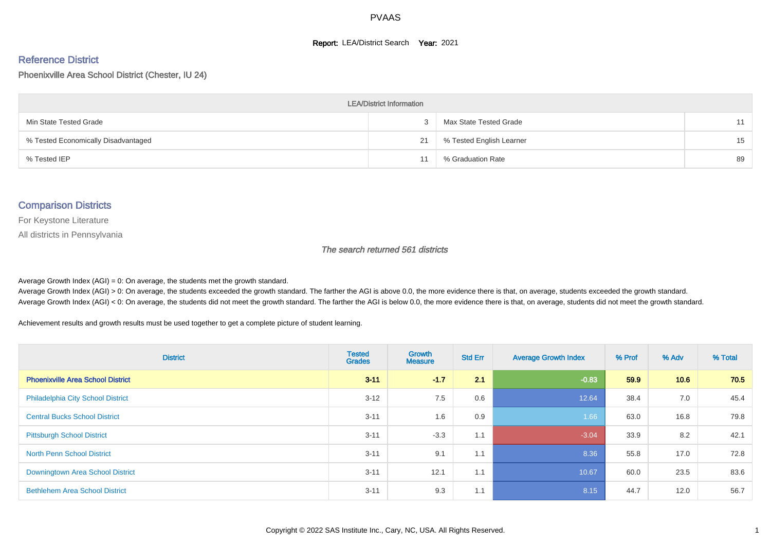# PVAAS

**Report:** LEA/District Search **Year:** 2021

## Reference District

Phoenixville Area School District (Chester, IU 24)

| LEA/District Information | | | |
|---|---|---|---|
| Min State Tested Grade | 3 | Max State Tested Grade | 11 |
| % Tested Economically Disadvantaged | 21 | % Tested English Learner | 15 |
| % Tested IEP | 11 | % Graduation Rate | 89 |

## Comparison Districts

For Keystone Literature

All districts in Pennsylvania

*The search returned 561 districts*

Average Growth Index (AGI) = 0: On average, the students met the growth standard.
Average Growth Index (AGI) > 0: On average, the students exceeded the growth standard. The farther the AGI is above 0.0, the more evidence there is that, on average, students exceeded the growth standard.
Average Growth Index (AGI) < 0: On average, the students did not meet the growth standard. The farther the AGI is below 0.0, the more evidence there is that, on average, students did not meet the growth standard.

Achievement results and growth results must be used together to get a complete picture of student learning.

| District | Tested Grades | Growth Measure | Std Err | Average Growth Index | % Prof | % Adv | % Total |
|---|---|---|---|---|---|---|---|
| **Phoenixville Area School District** | **3-11** | **-1.7** | **2.1** | **-0.83** | **59.9** | **10.6** | **70.5** |
| Philadelphia City School District | 3-12 | 7.5 | 0.6 | 12.64 | 38.4 | 7.0 | 45.4 |
| Central Bucks School District | 3-11 | 1.6 | 0.9 | 1.66 | 63.0 | 16.8 | 79.8 |
| Pittsburgh School District | 3-11 | -3.3 | 1.1 | -3.04 | 33.9 | 8.2 | 42.1 |
| North Penn School District | 3-11 | 9.1 | 1.1 | 8.36 | 55.8 | 17.0 | 72.8 |
| Downingtown Area School District | 3-11 | 12.1 | 1.1 | 10.67 | 60.0 | 23.5 | 83.6 |
| Bethlehem Area School District | 3-11 | 9.3 | 1.1 | 8.15 | 44.7 | 12.0 | 56.7 |

Copyright © 2022 SAS Institute Inc., Cary, NC, USA. All Rights Reserved.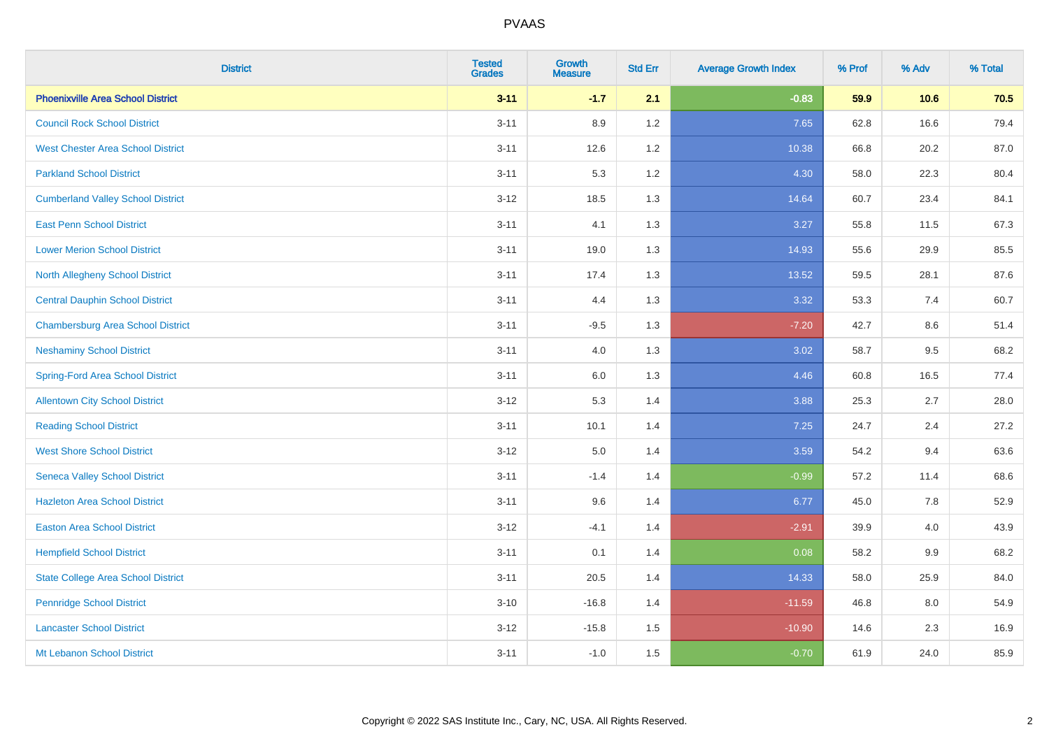| District | Tested Grades | Growth Measure | Std Err | Average Growth Index | % Prof | % Adv | % Total |
|---|---|---|---|---|---|---|---|
| **Phoenixville Area School District** | **3-11** | **-1.7** | **2.1** | **-0.83** | **59.9** | **10.6** | **70.5** |
| Council Rock School District | 3-11 | 8.9 | 1.2 | 7.65 | 62.8 | 16.6 | 79.4 |
| West Chester Area School District | 3-11 | 12.6 | 1.2 | 10.38 | 66.8 | 20.2 | 87.0 |
| Parkland School District | 3-11 | 5.3 | 1.2 | 4.30 | 58.0 | 22.3 | 80.4 |
| Cumberland Valley School District | 3-12 | 18.5 | 1.3 | 14.64 | 60.7 | 23.4 | 84.1 |
| East Penn School District | 3-11 | 4.1 | 1.3 | 3.27 | 55.8 | 11.5 | 67.3 |
| Lower Merion School District | 3-11 | 19.0 | 1.3 | 14.93 | 55.6 | 29.9 | 85.5 |
| North Allegheny School District | 3-11 | 17.4 | 1.3 | 13.52 | 59.5 | 28.1 | 87.6 |
| Central Dauphin School District | 3-11 | 4.4 | 1.3 | 3.32 | 53.3 | 7.4 | 60.7 |
| Chambersburg Area School District | 3-11 | -9.5 | 1.3 | -7.20 | 42.7 | 8.6 | 51.4 |
| Neshaminy School District | 3-11 | 4.0 | 1.3 | 3.02 | 58.7 | 9.5 | 68.2 |
| Spring-Ford Area School District | 3-11 | 6.0 | 1.3 | 4.46 | 60.8 | 16.5 | 77.4 |
| Allentown City School District | 3-12 | 5.3 | 1.4 | 3.88 | 25.3 | 2.7 | 28.0 |
| Reading School District | 3-11 | 10.1 | 1.4 | 7.25 | 24.7 | 2.4 | 27.2 |
| West Shore School District | 3-12 | 5.0 | 1.4 | 3.59 | 54.2 | 9.4 | 63.6 |
| Seneca Valley School District | 3-11 | -1.4 | 1.4 | -0.99 | 57.2 | 11.4 | 68.6 |
| Hazleton Area School District | 3-11 | 9.6 | 1.4 | 6.77 | 45.0 | 7.8 | 52.9 |
| Easton Area School District | 3-12 | -4.1 | 1.4 | -2.91 | 39.9 | 4.0 | 43.9 |
| Hempfield School District | 3-11 | 0.1 | 1.4 | 0.08 | 58.2 | 9.9 | 68.2 |
| State College Area School District | 3-11 | 20.5 | 1.4 | 14.33 | 58.0 | 25.9 | 84.0 |
| Pennridge School District | 3-10 | -16.8 | 1.4 | -11.59 | 46.8 | 8.0 | 54.9 |
| Lancaster School District | 3-12 | -15.8 | 1.5 | -10.90 | 14.6 | 2.3 | 16.9 |
| Mt Lebanon School District | 3-11 | -1.0 | 1.5 | -0.70 | 61.9 | 24.0 | 85.9 |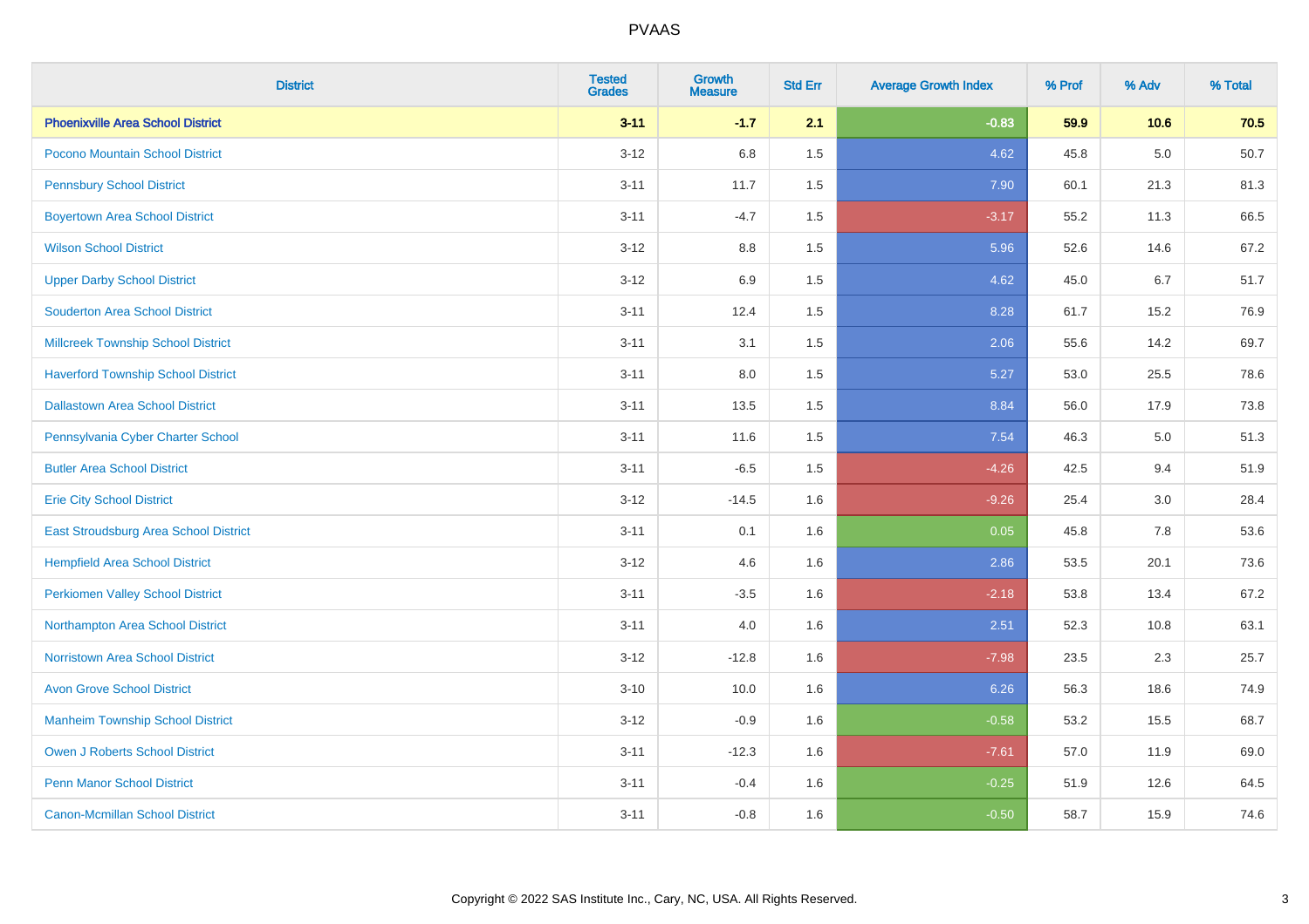PVAAS

| District | Tested Grades | Growth Measure | Std Err | Average Growth Index | % Prof | % Adv | % Total |
|---|---|---|---|---|---|---|---|
| **Phoenixville Area School District** | **3-11** | **-1.7** | **2.1** | **-0.83** | **59.9** | **10.6** | **70.5** |
| Pocono Mountain School District | 3-12 | 6.8 | 1.5 | 4.62 | 45.8 | 5.0 | 50.7 |
| Pennsbury School District | 3-11 | 11.7 | 1.5 | 7.90 | 60.1 | 21.3 | 81.3 |
| Boyertown Area School District | 3-11 | -4.7 | 1.5 | -3.17 | 55.2 | 11.3 | 66.5 |
| Wilson School District | 3-12 | 8.8 | 1.5 | 5.96 | 52.6 | 14.6 | 67.2 |
| Upper Darby School District | 3-12 | 6.9 | 1.5 | 4.62 | 45.0 | 6.7 | 51.7 |
| Souderton Area School District | 3-11 | 12.4 | 1.5 | 8.28 | 61.7 | 15.2 | 76.9 |
| Millcreek Township School District | 3-11 | 3.1 | 1.5 | 2.06 | 55.6 | 14.2 | 69.7 |
| Haverford Township School District | 3-11 | 8.0 | 1.5 | 5.27 | 53.0 | 25.5 | 78.6 |
| Dallastown Area School District | 3-11 | 13.5 | 1.5 | 8.84 | 56.0 | 17.9 | 73.8 |
| Pennsylvania Cyber Charter School | 3-11 | 11.6 | 1.5 | 7.54 | 46.3 | 5.0 | 51.3 |
| Butler Area School District | 3-11 | -6.5 | 1.5 | -4.26 | 42.5 | 9.4 | 51.9 |
| Erie City School District | 3-12 | -14.5 | 1.6 | -9.26 | 25.4 | 3.0 | 28.4 |
| East Stroudsburg Area School District | 3-11 | 0.1 | 1.6 | 0.05 | 45.8 | 7.8 | 53.6 |
| Hempfield Area School District | 3-12 | 4.6 | 1.6 | 2.86 | 53.5 | 20.1 | 73.6 |
| Perkiomen Valley School District | 3-11 | -3.5 | 1.6 | -2.18 | 53.8 | 13.4 | 67.2 |
| Northampton Area School District | 3-11 | 4.0 | 1.6 | 2.51 | 52.3 | 10.8 | 63.1 |
| Norristown Area School District | 3-12 | -12.8 | 1.6 | -7.98 | 23.5 | 2.3 | 25.7 |
| Avon Grove School District | 3-10 | 10.0 | 1.6 | 6.26 | 56.3 | 18.6 | 74.9 |
| Manheim Township School District | 3-12 | -0.9 | 1.6 | -0.58 | 53.2 | 15.5 | 68.7 |
| Owen J Roberts School District | 3-11 | -12.3 | 1.6 | -7.61 | 57.0 | 11.9 | 69.0 |
| Penn Manor School District | 3-11 | -0.4 | 1.6 | -0.25 | 51.9 | 12.6 | 64.5 |
| Canon-Mcmillan School District | 3-11 | -0.8 | 1.6 | -0.50 | 58.7 | 15.9 | 74.6 |

Copyright © 2022 SAS Institute Inc., Cary, NC, USA. All Rights Reserved.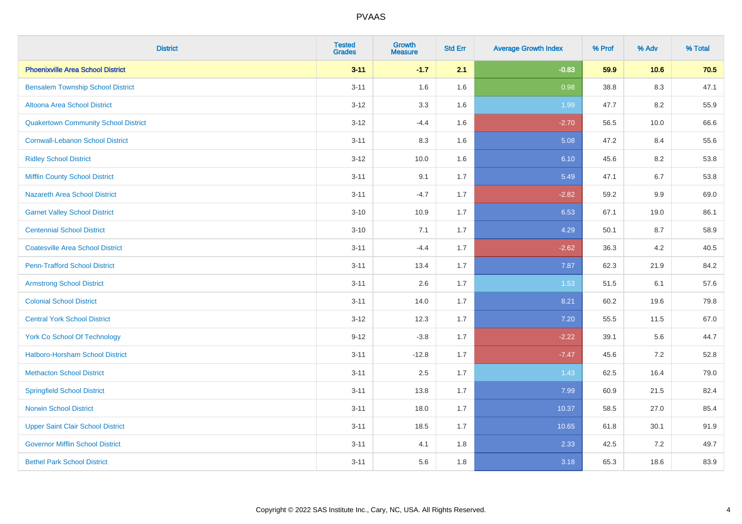| District | Tested Grades | Growth Measure | Std Err | Average Growth Index | % Prof | % Adv | % Total |
|---|---|---|---|---|---|---|---|
| **Phoenixville Area School District** | **3-11** | **-1.7** | **2.1** | **-0.83** | **59.9** | **10.6** | **70.5** |
| Bensalem Township School District | 3-11 | 1.6 | 1.6 | 0.98 | 38.8 | 8.3 | 47.1 |
| Altoona Area School District | 3-12 | 3.3 | 1.6 | 1.99 | 47.7 | 8.2 | 55.9 |
| Quakertown Community School District | 3-12 | -4.4 | 1.6 | -2.70 | 56.5 | 10.0 | 66.6 |
| Cornwall-Lebanon School District | 3-11 | 8.3 | 1.6 | 5.08 | 47.2 | 8.4 | 55.6 |
| Ridley School District | 3-12 | 10.0 | 1.6 | 6.10 | 45.6 | 8.2 | 53.8 |
| Mifflin County School District | 3-11 | 9.1 | 1.7 | 5.49 | 47.1 | 6.7 | 53.8 |
| Nazareth Area School District | 3-11 | -4.7 | 1.7 | -2.82 | 59.2 | 9.9 | 69.0 |
| Garnet Valley School District | 3-10 | 10.9 | 1.7 | 6.53 | 67.1 | 19.0 | 86.1 |
| Centennial School District | 3-10 | 7.1 | 1.7 | 4.29 | 50.1 | 8.7 | 58.9 |
| Coatesville Area School District | 3-11 | -4.4 | 1.7 | -2.62 | 36.3 | 4.2 | 40.5 |
| Penn-Trafford School District | 3-11 | 13.4 | 1.7 | 7.87 | 62.3 | 21.9 | 84.2 |
| Armstrong School District | 3-11 | 2.6 | 1.7 | 1.53 | 51.5 | 6.1 | 57.6 |
| Colonial School District | 3-11 | 14.0 | 1.7 | 8.21 | 60.2 | 19.6 | 79.8 |
| Central York School District | 3-12 | 12.3 | 1.7 | 7.20 | 55.5 | 11.5 | 67.0 |
| York Co School Of Technology | 9-12 | -3.8 | 1.7 | -2.22 | 39.1 | 5.6 | 44.7 |
| Hatboro-Horsham School District | 3-11 | -12.8 | 1.7 | -7.47 | 45.6 | 7.2 | 52.8 |
| Methacton School District | 3-11 | 2.5 | 1.7 | 1.43 | 62.5 | 16.4 | 79.0 |
| Springfield School District | 3-11 | 13.8 | 1.7 | 7.99 | 60.9 | 21.5 | 82.4 |
| Norwin School District | 3-11 | 18.0 | 1.7 | 10.37 | 58.5 | 27.0 | 85.4 |
| Upper Saint Clair School District | 3-11 | 18.5 | 1.7 | 10.65 | 61.8 | 30.1 | 91.9 |
| Governor Mifflin School District | 3-11 | 4.1 | 1.8 | 2.33 | 42.5 | 7.2 | 49.7 |
| Bethel Park School District | 3-11 | 5.6 | 1.8 | 3.18 | 65.3 | 18.6 | 83.9 |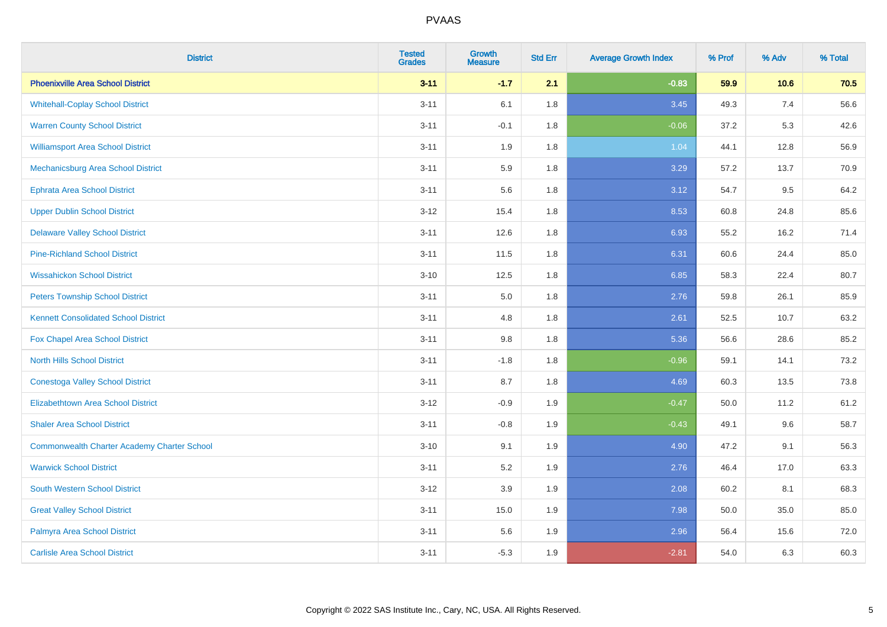PVAAS

| District | Tested Grades | Growth Measure | Std Err | Average Growth Index | % Prof | % Adv | % Total |
|---|---|---|---|---|---|---|---|
| **Phoenixville Area School District** | **3-11** | **-1.7** | **2.1** | **-0.83** | **59.9** | **10.6** | **70.5** |
| Whitehall-Coplay School District | 3-11 | 6.1 | 1.8 | 3.45 | 49.3 | 7.4 | 56.6 |
| Warren County School District | 3-11 | -0.1 | 1.8 | -0.06 | 37.2 | 5.3 | 42.6 |
| Williamsport Area School District | 3-11 | 1.9 | 1.8 | 1.04 | 44.1 | 12.8 | 56.9 |
| Mechanicsburg Area School District | 3-11 | 5.9 | 1.8 | 3.29 | 57.2 | 13.7 | 70.9 |
| Ephrata Area School District | 3-11 | 5.6 | 1.8 | 3.12 | 54.7 | 9.5 | 64.2 |
| Upper Dublin School District | 3-12 | 15.4 | 1.8 | 8.53 | 60.8 | 24.8 | 85.6 |
| Delaware Valley School District | 3-11 | 12.6 | 1.8 | 6.93 | 55.2 | 16.2 | 71.4 |
| Pine-Richland School District | 3-11 | 11.5 | 1.8 | 6.31 | 60.6 | 24.4 | 85.0 |
| Wissahickon School District | 3-10 | 12.5 | 1.8 | 6.85 | 58.3 | 22.4 | 80.7 |
| Peters Township School District | 3-11 | 5.0 | 1.8 | 2.76 | 59.8 | 26.1 | 85.9 |
| Kennett Consolidated School District | 3-11 | 4.8 | 1.8 | 2.61 | 52.5 | 10.7 | 63.2 |
| Fox Chapel Area School District | 3-11 | 9.8 | 1.8 | 5.36 | 56.6 | 28.6 | 85.2 |
| North Hills School District | 3-11 | -1.8 | 1.8 | -0.96 | 59.1 | 14.1 | 73.2 |
| Conestoga Valley School District | 3-11 | 8.7 | 1.8 | 4.69 | 60.3 | 13.5 | 73.8 |
| Elizabethtown Area School District | 3-12 | -0.9 | 1.9 | -0.47 | 50.0 | 11.2 | 61.2 |
| Shaler Area School District | 3-11 | -0.8 | 1.9 | -0.43 | 49.1 | 9.6 | 58.7 |
| Commonwealth Charter Academy Charter School | 3-10 | 9.1 | 1.9 | 4.90 | 47.2 | 9.1 | 56.3 |
| Warwick School District | 3-11 | 5.2 | 1.9 | 2.76 | 46.4 | 17.0 | 63.3 |
| South Western School District | 3-12 | 3.9 | 1.9 | 2.08 | 60.2 | 8.1 | 68.3 |
| Great Valley School District | 3-11 | 15.0 | 1.9 | 7.98 | 50.0 | 35.0 | 85.0 |
| Palmyra Area School District | 3-11 | 5.6 | 1.9 | 2.96 | 56.4 | 15.6 | 72.0 |
| Carlisle Area School District | 3-11 | -5.3 | 1.9 | -2.81 | 54.0 | 6.3 | 60.3 |

Copyright © 2022 SAS Institute Inc., Cary, NC, USA. All Rights Reserved.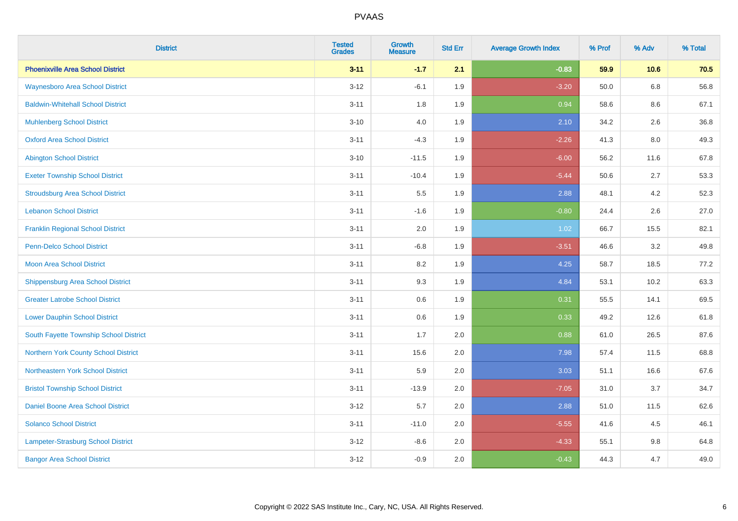| District | Tested Grades | Growth Measure | Std Err | Average Growth Index | % Prof | % Adv | % Total |
|---|---|---|---|---|---|---|---|
| **Phoenixville Area School District** | **3-11** | **-1.7** | **2.1** | **-0.83** | **59.9** | **10.6** | **70.5** |
| Waynesboro Area School District | 3-12 | -6.1 | 1.9 | -3.20 | 50.0 | 6.8 | 56.8 |
| Baldwin-Whitehall School District | 3-11 | 1.8 | 1.9 | 0.94 | 58.6 | 8.6 | 67.1 |
| Muhlenberg School District | 3-10 | 4.0 | 1.9 | 2.10 | 34.2 | 2.6 | 36.8 |
| Oxford Area School District | 3-11 | -4.3 | 1.9 | -2.26 | 41.3 | 8.0 | 49.3 |
| Abington School District | 3-10 | -11.5 | 1.9 | -6.00 | 56.2 | 11.6 | 67.8 |
| Exeter Township School District | 3-11 | -10.4 | 1.9 | -5.44 | 50.6 | 2.7 | 53.3 |
| Stroudsburg Area School District | 3-11 | 5.5 | 1.9 | 2.88 | 48.1 | 4.2 | 52.3 |
| Lebanon School District | 3-11 | -1.6 | 1.9 | -0.80 | 24.4 | 2.6 | 27.0 |
| Franklin Regional School District | 3-11 | 2.0 | 1.9 | 1.02 | 66.7 | 15.5 | 82.1 |
| Penn-Delco School District | 3-11 | -6.8 | 1.9 | -3.51 | 46.6 | 3.2 | 49.8 |
| Moon Area School District | 3-11 | 8.2 | 1.9 | 4.25 | 58.7 | 18.5 | 77.2 |
| Shippensburg Area School District | 3-11 | 9.3 | 1.9 | 4.84 | 53.1 | 10.2 | 63.3 |
| Greater Latrobe School District | 3-11 | 0.6 | 1.9 | 0.31 | 55.5 | 14.1 | 69.5 |
| Lower Dauphin School District | 3-11 | 0.6 | 1.9 | 0.33 | 49.2 | 12.6 | 61.8 |
| South Fayette Township School District | 3-11 | 1.7 | 2.0 | 0.88 | 61.0 | 26.5 | 87.6 |
| Northern York County School District | 3-11 | 15.6 | 2.0 | 7.98 | 57.4 | 11.5 | 68.8 |
| Northeastern York School District | 3-11 | 5.9 | 2.0 | 3.03 | 51.1 | 16.6 | 67.6 |
| Bristol Township School District | 3-11 | -13.9 | 2.0 | -7.05 | 31.0 | 3.7 | 34.7 |
| Daniel Boone Area School District | 3-12 | 5.7 | 2.0 | 2.88 | 51.0 | 11.5 | 62.6 |
| Solanco School District | 3-11 | -11.0 | 2.0 | -5.55 | 41.6 | 4.5 | 46.1 |
| Lampeter-Strasburg School District | 3-12 | -8.6 | 2.0 | -4.33 | 55.1 | 9.8 | 64.8 |
| Bangor Area School District | 3-12 | -0.9 | 2.0 | -0.43 | 44.3 | 4.7 | 49.0 |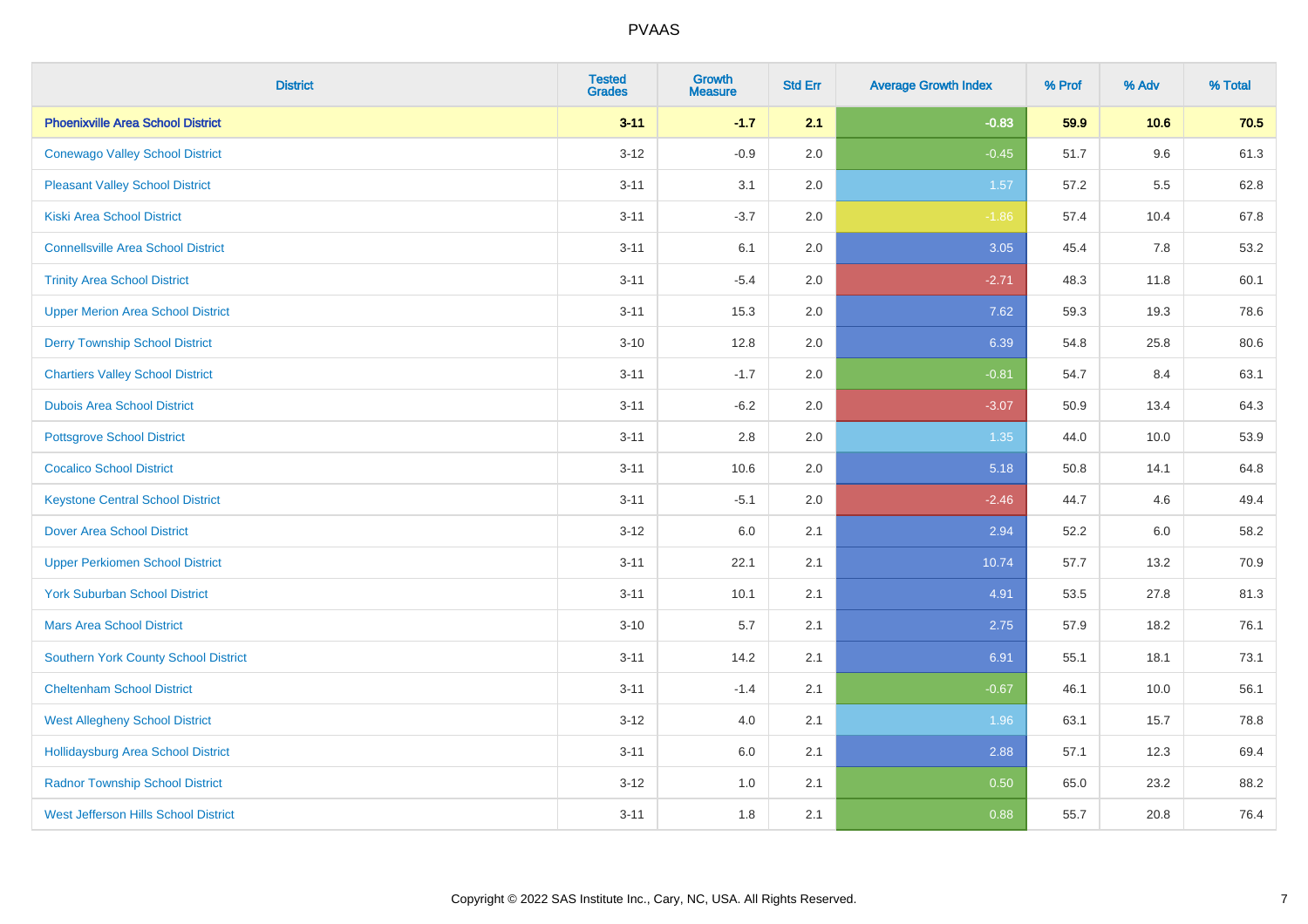PVAAS

| District | Tested Grades | Growth Measure | Std Err | Average Growth Index | % Prof | % Adv | % Total |
|---|---|---|---|---|---|---|---|
| **Phoenixville Area School District** | **3-11** | **-1.7** | **2.1** | **-0.83** | **59.9** | **10.6** | **70.5** |
| Conewago Valley School District | 3-12 | -0.9 | 2.0 | -0.45 | 51.7 | 9.6 | 61.3 |
| Pleasant Valley School District | 3-11 | 3.1 | 2.0 | 1.57 | 57.2 | 5.5 | 62.8 |
| Kiski Area School District | 3-11 | -3.7 | 2.0 | -1.86 | 57.4 | 10.4 | 67.8 |
| Connellsville Area School District | 3-11 | 6.1 | 2.0 | 3.05 | 45.4 | 7.8 | 53.2 |
| Trinity Area School District | 3-11 | -5.4 | 2.0 | -2.71 | 48.3 | 11.8 | 60.1 |
| Upper Merion Area School District | 3-11 | 15.3 | 2.0 | 7.62 | 59.3 | 19.3 | 78.6 |
| Derry Township School District | 3-10 | 12.8 | 2.0 | 6.39 | 54.8 | 25.8 | 80.6 |
| Chartiers Valley School District | 3-11 | -1.7 | 2.0 | -0.81 | 54.7 | 8.4 | 63.1 |
| Dubois Area School District | 3-11 | -6.2 | 2.0 | -3.07 | 50.9 | 13.4 | 64.3 |
| Pottsgrove School District | 3-11 | 2.8 | 2.0 | 1.35 | 44.0 | 10.0 | 53.9 |
| Cocalico School District | 3-11 | 10.6 | 2.0 | 5.18 | 50.8 | 14.1 | 64.8 |
| Keystone Central School District | 3-11 | -5.1 | 2.0 | -2.46 | 44.7 | 4.6 | 49.4 |
| Dover Area School District | 3-12 | 6.0 | 2.1 | 2.94 | 52.2 | 6.0 | 58.2 |
| Upper Perkiomen School District | 3-11 | 22.1 | 2.1 | 10.74 | 57.7 | 13.2 | 70.9 |
| York Suburban School District | 3-11 | 10.1 | 2.1 | 4.91 | 53.5 | 27.8 | 81.3 |
| Mars Area School District | 3-10 | 5.7 | 2.1 | 2.75 | 57.9 | 18.2 | 76.1 |
| Southern York County School District | 3-11 | 14.2 | 2.1 | 6.91 | 55.1 | 18.1 | 73.1 |
| Cheltenham School District | 3-11 | -1.4 | 2.1 | -0.67 | 46.1 | 10.0 | 56.1 |
| West Allegheny School District | 3-12 | 4.0 | 2.1 | 1.96 | 63.1 | 15.7 | 78.8 |
| Hollidaysburg Area School District | 3-11 | 6.0 | 2.1 | 2.88 | 57.1 | 12.3 | 69.4 |
| Radnor Township School District | 3-12 | 1.0 | 2.1 | 0.50 | 65.0 | 23.2 | 88.2 |
| West Jefferson Hills School District | 3-11 | 1.8 | 2.1 | 0.88 | 55.7 | 20.8 | 76.4 |

Copyright © 2022 SAS Institute Inc., Cary, NC, USA. All Rights Reserved.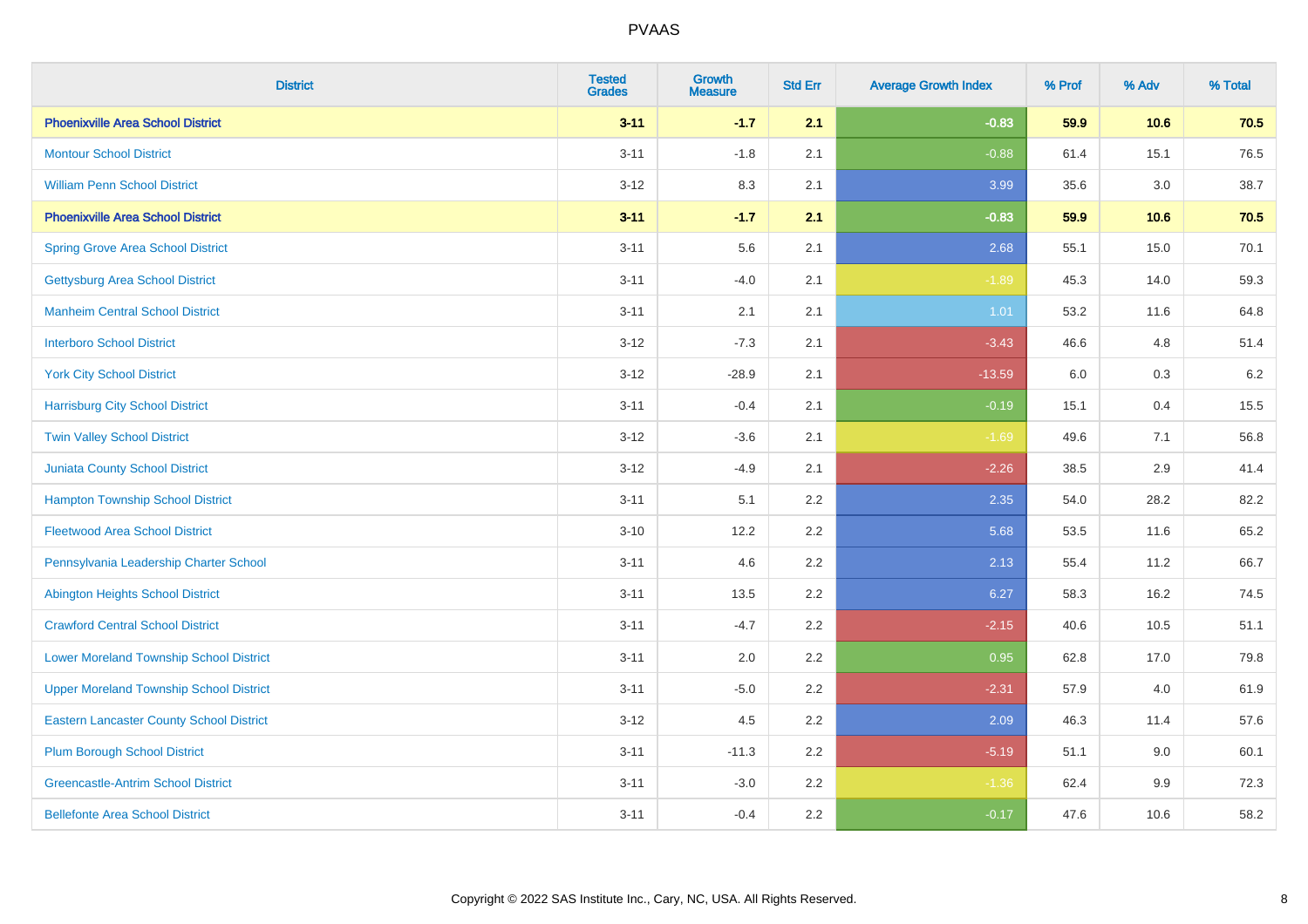PVAAS

| District | Tested Grades | Growth Measure | Std Err | Average Growth Index | % Prof | % Adv | % Total |
|---|---|---|---|---|---|---|---|
| **Phoenixville Area School District** | **3-11** | **-1.7** | **2.1** | **-0.83** | **59.9** | **10.6** | **70.5** |
| Montour School District | 3-11 | -1.8 | 2.1 | -0.88 | 61.4 | 15.1 | 76.5 |
| William Penn School District | 3-12 | 8.3 | 2.1 | 3.99 | 35.6 | 3.0 | 38.7 |
| **Phoenixville Area School District** | **3-11** | **-1.7** | **2.1** | **-0.83** | **59.9** | **10.6** | **70.5** |
| Spring Grove Area School District | 3-11 | 5.6 | 2.1 | 2.68 | 55.1 | 15.0 | 70.1 |
| Gettysburg Area School District | 3-11 | -4.0 | 2.1 | -1.89 | 45.3 | 14.0 | 59.3 |
| Manheim Central School District | 3-11 | 2.1 | 2.1 | 1.01 | 53.2 | 11.6 | 64.8 |
| Interboro School District | 3-12 | -7.3 | 2.1 | -3.43 | 46.6 | 4.8 | 51.4 |
| York City School District | 3-12 | -28.9 | 2.1 | -13.59 | 6.0 | 0.3 | 6.2 |
| Harrisburg City School District | 3-11 | -0.4 | 2.1 | -0.19 | 15.1 | 0.4 | 15.5 |
| Twin Valley School District | 3-12 | -3.6 | 2.1 | -1.69 | 49.6 | 7.1 | 56.8 |
| Juniata County School District | 3-12 | -4.9 | 2.1 | -2.26 | 38.5 | 2.9 | 41.4 |
| Hampton Township School District | 3-11 | 5.1 | 2.2 | 2.35 | 54.0 | 28.2 | 82.2 |
| Fleetwood Area School District | 3-10 | 12.2 | 2.2 | 5.68 | 53.5 | 11.6 | 65.2 |
| Pennsylvania Leadership Charter School | 3-11 | 4.6 | 2.2 | 2.13 | 55.4 | 11.2 | 66.7 |
| Abington Heights School District | 3-11 | 13.5 | 2.2 | 6.27 | 58.3 | 16.2 | 74.5 |
| Crawford Central School District | 3-11 | -4.7 | 2.2 | -2.15 | 40.6 | 10.5 | 51.1 |
| Lower Moreland Township School District | 3-11 | 2.0 | 2.2 | 0.95 | 62.8 | 17.0 | 79.8 |
| Upper Moreland Township School District | 3-11 | -5.0 | 2.2 | -2.31 | 57.9 | 4.0 | 61.9 |
| Eastern Lancaster County School District | 3-12 | 4.5 | 2.2 | 2.09 | 46.3 | 11.4 | 57.6 |
| Plum Borough School District | 3-11 | -11.3 | 2.2 | -5.19 | 51.1 | 9.0 | 60.1 |
| Greencastle-Antrim School District | 3-11 | -3.0 | 2.2 | -1.36 | 62.4 | 9.9 | 72.3 |
| Bellefonte Area School District | 3-11 | -0.4 | 2.2 | -0.17 | 47.6 | 10.6 | 58.2 |

Copyright © 2022 SAS Institute Inc., Cary, NC, USA. All Rights Reserved.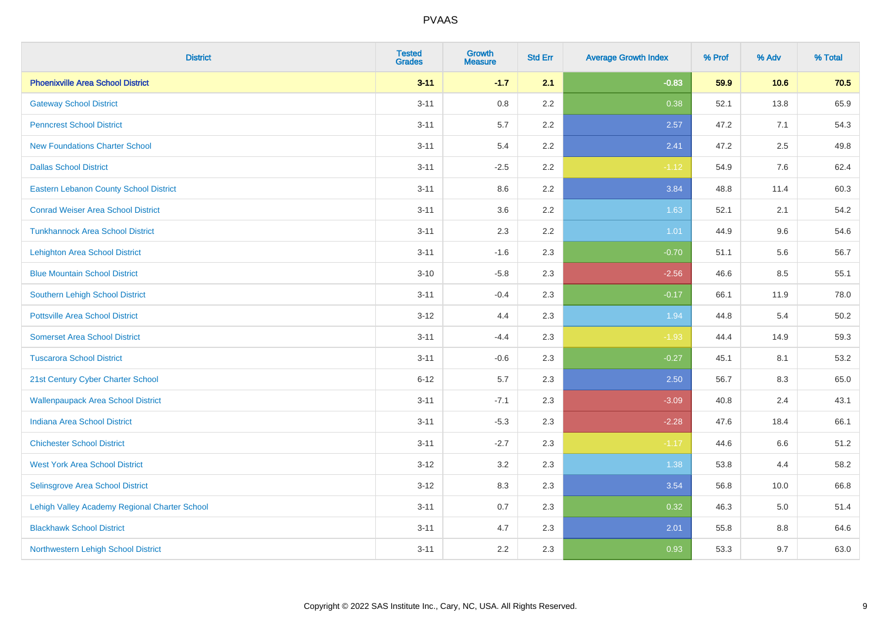| District | Tested Grades | Growth Measure | Std Err | Average Growth Index | % Prof | % Adv | % Total |
|---|---|---|---|---|---|---|---|
| **Phoenixville Area School District** | **3-11** | **-1.7** | **2.1** | **-0.83** | **59.9** | **10.6** | **70.5** |
| Gateway School District | 3-11 | 0.8 | 2.2 | 0.38 | 52.1 | 13.8 | 65.9 |
| Penncrest School District | 3-11 | 5.7 | 2.2 | 2.57 | 47.2 | 7.1 | 54.3 |
| New Foundations Charter School | 3-11 | 5.4 | 2.2 | 2.41 | 47.2 | 2.5 | 49.8 |
| Dallas School District | 3-11 | -2.5 | 2.2 | -1.12 | 54.9 | 7.6 | 62.4 |
| Eastern Lebanon County School District | 3-11 | 8.6 | 2.2 | 3.84 | 48.8 | 11.4 | 60.3 |
| Conrad Weiser Area School District | 3-11 | 3.6 | 2.2 | 1.63 | 52.1 | 2.1 | 54.2 |
| Tunkhannock Area School District | 3-11 | 2.3 | 2.2 | 1.01 | 44.9 | 9.6 | 54.6 |
| Lehighton Area School District | 3-11 | -1.6 | 2.3 | -0.70 | 51.1 | 5.6 | 56.7 |
| Blue Mountain School District | 3-10 | -5.8 | 2.3 | -2.56 | 46.6 | 8.5 | 55.1 |
| Southern Lehigh School District | 3-11 | -0.4 | 2.3 | -0.17 | 66.1 | 11.9 | 78.0 |
| Pottsville Area School District | 3-12 | 4.4 | 2.3 | 1.94 | 44.8 | 5.4 | 50.2 |
| Somerset Area School District | 3-11 | -4.4 | 2.3 | -1.93 | 44.4 | 14.9 | 59.3 |
| Tuscarora School District | 3-11 | -0.6 | 2.3 | -0.27 | 45.1 | 8.1 | 53.2 |
| 21st Century Cyber Charter School | 6-12 | 5.7 | 2.3 | 2.50 | 56.7 | 8.3 | 65.0 |
| Wallenpaupack Area School District | 3-11 | -7.1 | 2.3 | -3.09 | 40.8 | 2.4 | 43.1 |
| Indiana Area School District | 3-11 | -5.3 | 2.3 | -2.28 | 47.6 | 18.4 | 66.1 |
| Chichester School District | 3-11 | -2.7 | 2.3 | -1.17 | 44.6 | 6.6 | 51.2 |
| West York Area School District | 3-12 | 3.2 | 2.3 | 1.38 | 53.8 | 4.4 | 58.2 |
| Selinsgrove Area School District | 3-12 | 8.3 | 2.3 | 3.54 | 56.8 | 10.0 | 66.8 |
| Lehigh Valley Academy Regional Charter School | 3-11 | 0.7 | 2.3 | 0.32 | 46.3 | 5.0 | 51.4 |
| Blackhawk School District | 3-11 | 4.7 | 2.3 | 2.01 | 55.8 | 8.8 | 64.6 |
| Northwestern Lehigh School District | 3-11 | 2.2 | 2.3 | 0.93 | 53.3 | 9.7 | 63.0 |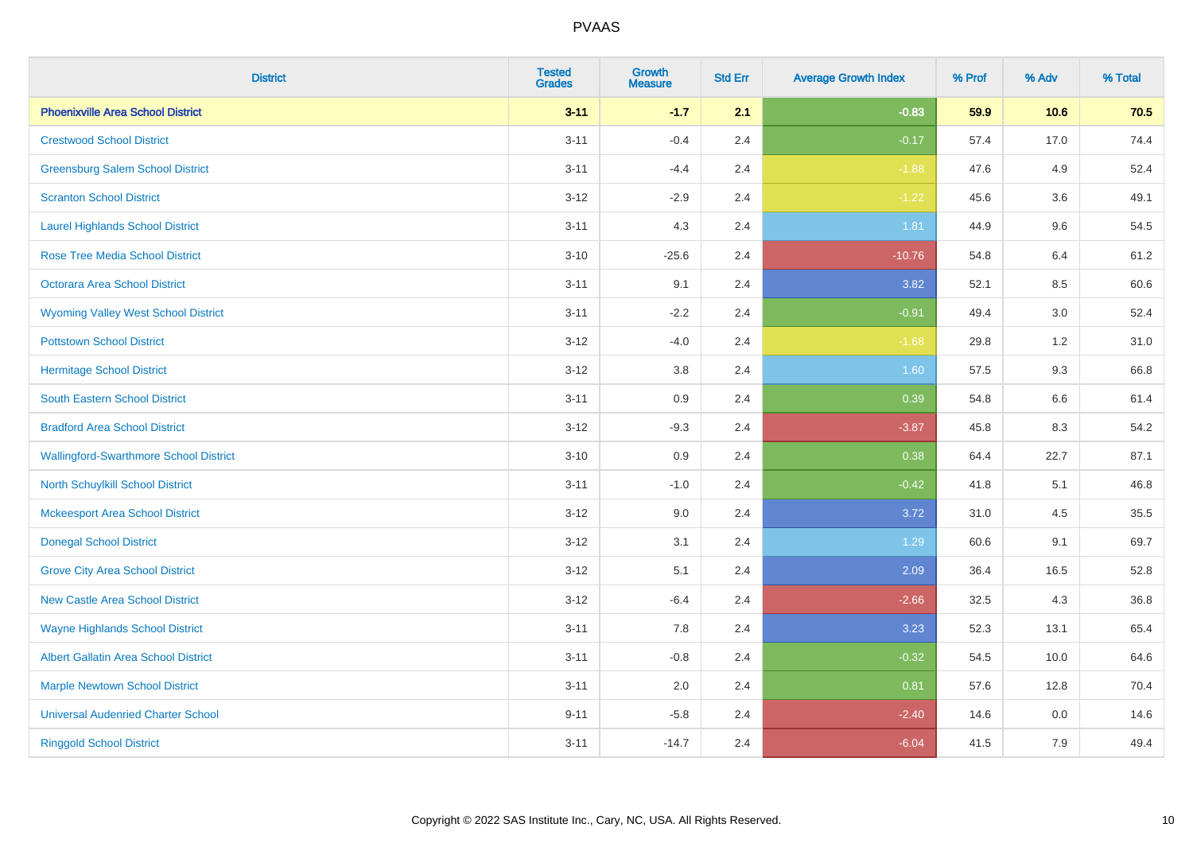| District | Tested Grades | Growth Measure | Std Err | Average Growth Index | % Prof | % Adv | % Total |
|---|---|---|---|---|---|---|---|
| **Phoenixville Area School District** | **3-11** | **-1.7** | **2.1** | **-0.83** | **59.9** | **10.6** | **70.5** |
| Crestwood School District | 3-11 | -0.4 | 2.4 | -0.17 | 57.4 | 17.0 | 74.4 |
| Greensburg Salem School District | 3-11 | -4.4 | 2.4 | -1.88 | 47.6 | 4.9 | 52.4 |
| Scranton School District | 3-12 | -2.9 | 2.4 | -1.22 | 45.6 | 3.6 | 49.1 |
| Laurel Highlands School District | 3-11 | 4.3 | 2.4 | 1.81 | 44.9 | 9.6 | 54.5 |
| Rose Tree Media School District | 3-10 | -25.6 | 2.4 | -10.76 | 54.8 | 6.4 | 61.2 |
| Octorara Area School District | 3-11 | 9.1 | 2.4 | 3.82 | 52.1 | 8.5 | 60.6 |
| Wyoming Valley West School District | 3-11 | -2.2 | 2.4 | -0.91 | 49.4 | 3.0 | 52.4 |
| Pottstown School District | 3-12 | -4.0 | 2.4 | -1.68 | 29.8 | 1.2 | 31.0 |
| Hermitage School District | 3-12 | 3.8 | 2.4 | 1.60 | 57.5 | 9.3 | 66.8 |
| South Eastern School District | 3-11 | 0.9 | 2.4 | 0.39 | 54.8 | 6.6 | 61.4 |
| Bradford Area School District | 3-12 | -9.3 | 2.4 | -3.87 | 45.8 | 8.3 | 54.2 |
| Wallingford-Swarthmore School District | 3-10 | 0.9 | 2.4 | 0.38 | 64.4 | 22.7 | 87.1 |
| North Schuylkill School District | 3-11 | -1.0 | 2.4 | -0.42 | 41.8 | 5.1 | 46.8 |
| Mckeesport Area School District | 3-12 | 9.0 | 2.4 | 3.72 | 31.0 | 4.5 | 35.5 |
| Donegal School District | 3-12 | 3.1 | 2.4 | 1.29 | 60.6 | 9.1 | 69.7 |
| Grove City Area School District | 3-12 | 5.1 | 2.4 | 2.09 | 36.4 | 16.5 | 52.8 |
| New Castle Area School District | 3-12 | -6.4 | 2.4 | -2.66 | 32.5 | 4.3 | 36.8 |
| Wayne Highlands School District | 3-11 | 7.8 | 2.4 | 3.23 | 52.3 | 13.1 | 65.4 |
| Albert Gallatin Area School District | 3-11 | -0.8 | 2.4 | -0.32 | 54.5 | 10.0 | 64.6 |
| Marple Newtown School District | 3-11 | 2.0 | 2.4 | 0.81 | 57.6 | 12.8 | 70.4 |
| Universal Audenried Charter School | 9-11 | -5.8 | 2.4 | -2.40 | 14.6 | 0.0 | 14.6 |
| Ringgold School District | 3-11 | -14.7 | 2.4 | -6.04 | 41.5 | 7.9 | 49.4 |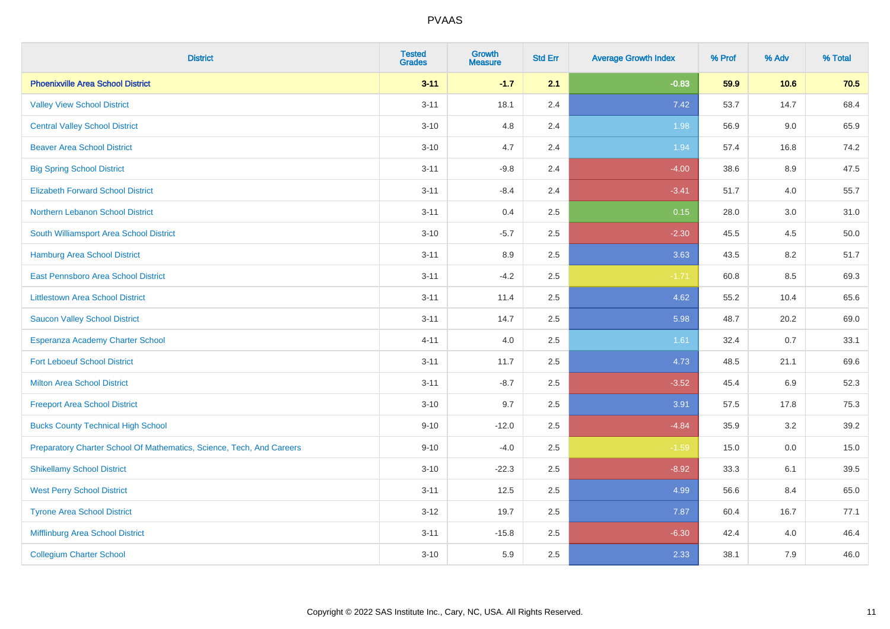# PVAAS

| District | Tested Grades | Growth Measure | Std Err | Average Growth Index | % Prof | % Adv | % Total |
|---|---|---|---|---|---|---|---|
| **Phoenixville Area School District** | **3-11** | **-1.7** | **2.1** | **-0.83** | **59.9** | **10.6** | **70.5** |
| Valley View School District | 3-11 | 18.1 | 2.4 | 7.42 | 53.7 | 14.7 | 68.4 |
| Central Valley School District | 3-10 | 4.8 | 2.4 | 1.98 | 56.9 | 9.0 | 65.9 |
| Beaver Area School District | 3-10 | 4.7 | 2.4 | 1.94 | 57.4 | 16.8 | 74.2 |
| Big Spring School District | 3-11 | -9.8 | 2.4 | -4.00 | 38.6 | 8.9 | 47.5 |
| Elizabeth Forward School District | 3-11 | -8.4 | 2.4 | -3.41 | 51.7 | 4.0 | 55.7 |
| Northern Lebanon School District | 3-11 | 0.4 | 2.5 | 0.15 | 28.0 | 3.0 | 31.0 |
| South Williamsport Area School District | 3-10 | -5.7 | 2.5 | -2.30 | 45.5 | 4.5 | 50.0 |
| Hamburg Area School District | 3-11 | 8.9 | 2.5 | 3.63 | 43.5 | 8.2 | 51.7 |
| East Pennsboro Area School District | 3-11 | -4.2 | 2.5 | -1.71 | 60.8 | 8.5 | 69.3 |
| Littlestown Area School District | 3-11 | 11.4 | 2.5 | 4.62 | 55.2 | 10.4 | 65.6 |
| Saucon Valley School District | 3-11 | 14.7 | 2.5 | 5.98 | 48.7 | 20.2 | 69.0 |
| Esperanza Academy Charter School | 4-11 | 4.0 | 2.5 | 1.61 | 32.4 | 0.7 | 33.1 |
| Fort Leboeuf School District | 3-11 | 11.7 | 2.5 | 4.73 | 48.5 | 21.1 | 69.6 |
| Milton Area School District | 3-11 | -8.7 | 2.5 | -3.52 | 45.4 | 6.9 | 52.3 |
| Freeport Area School District | 3-10 | 9.7 | 2.5 | 3.91 | 57.5 | 17.8 | 75.3 |
| Bucks County Technical High School | 9-10 | -12.0 | 2.5 | -4.84 | 35.9 | 3.2 | 39.2 |
| Preparatory Charter School Of Mathematics, Science, Tech, And Careers | 9-10 | -4.0 | 2.5 | -1.59 | 15.0 | 0.0 | 15.0 |
| Shikellamy School District | 3-10 | -22.3 | 2.5 | -8.92 | 33.3 | 6.1 | 39.5 |
| West Perry School District | 3-11 | 12.5 | 2.5 | 4.99 | 56.6 | 8.4 | 65.0 |
| Tyrone Area School District | 3-12 | 19.7 | 2.5 | 7.87 | 60.4 | 16.7 | 77.1 |
| Mifflinburg Area School District | 3-11 | -15.8 | 2.5 | -6.30 | 42.4 | 4.0 | 46.4 |
| Collegium Charter School | 3-10 | 5.9 | 2.5 | 2.33 | 38.1 | 7.9 | 46.0 |

Copyright © 2022 SAS Institute Inc., Cary, NC, USA. All Rights Reserved.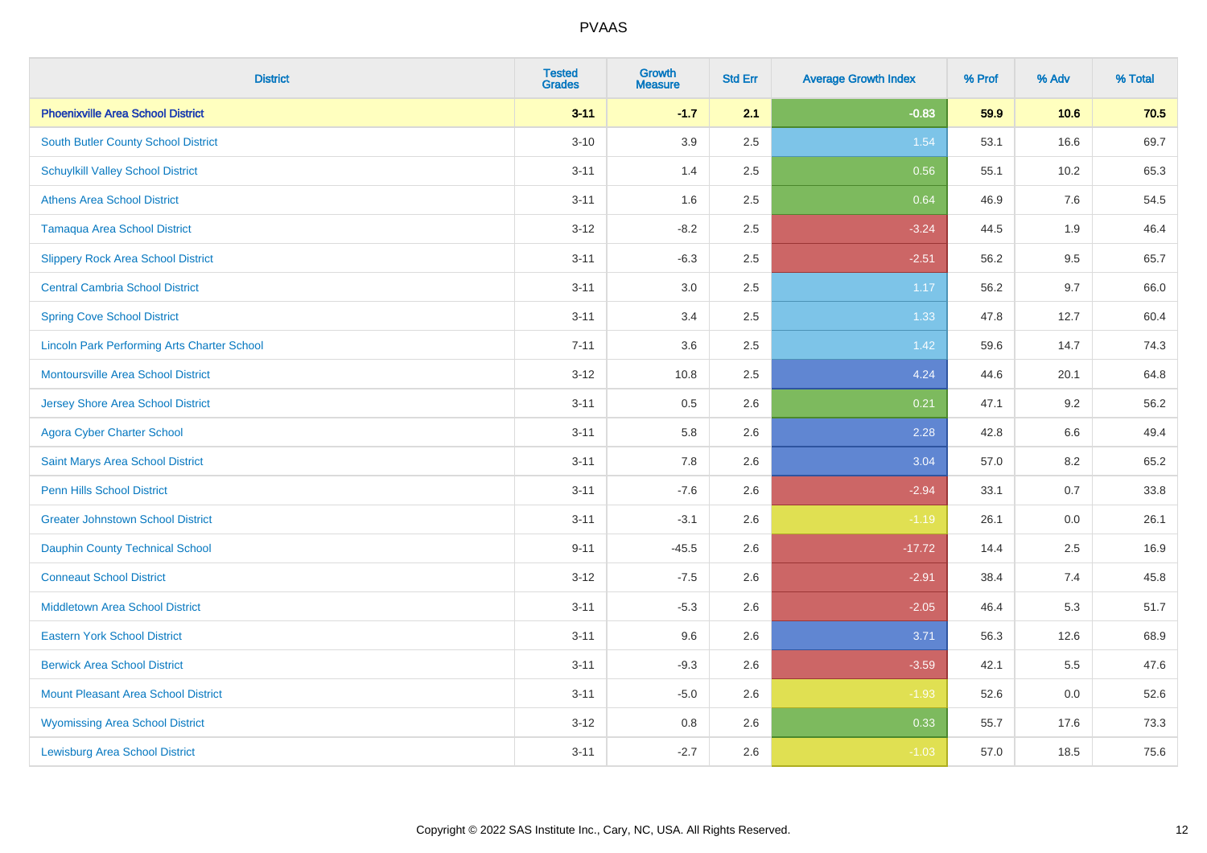# PVAAS

| District | Tested Grades | Growth Measure | Std Err | Average Growth Index | % Prof | % Adv | % Total |
|---|---|---|---|---|---|---|---|
| **Phoenixville Area School District** | **3-11** | **-1.7** | **2.1** | **-0.83** | **59.9** | **10.6** | **70.5** |
| South Butler County School District | 3-10 | 3.9 | 2.5 | 1.54 | 53.1 | 16.6 | 69.7 |
| Schuylkill Valley School District | 3-11 | 1.4 | 2.5 | 0.56 | 55.1 | 10.2 | 65.3 |
| Athens Area School District | 3-11 | 1.6 | 2.5 | 0.64 | 46.9 | 7.6 | 54.5 |
| Tamaqua Area School District | 3-12 | -8.2 | 2.5 | -3.24 | 44.5 | 1.9 | 46.4 |
| Slippery Rock Area School District | 3-11 | -6.3 | 2.5 | -2.51 | 56.2 | 9.5 | 65.7 |
| Central Cambria School District | 3-11 | 3.0 | 2.5 | 1.17 | 56.2 | 9.7 | 66.0 |
| Spring Cove School District | 3-11 | 3.4 | 2.5 | 1.33 | 47.8 | 12.7 | 60.4 |
| Lincoln Park Performing Arts Charter School | 7-11 | 3.6 | 2.5 | 1.42 | 59.6 | 14.7 | 74.3 |
| Montoursville Area School District | 3-12 | 10.8 | 2.5 | 4.24 | 44.6 | 20.1 | 64.8 |
| Jersey Shore Area School District | 3-11 | 0.5 | 2.6 | 0.21 | 47.1 | 9.2 | 56.2 |
| Agora Cyber Charter School | 3-11 | 5.8 | 2.6 | 2.28 | 42.8 | 6.6 | 49.4 |
| Saint Marys Area School District | 3-11 | 7.8 | 2.6 | 3.04 | 57.0 | 8.2 | 65.2 |
| Penn Hills School District | 3-11 | -7.6 | 2.6 | -2.94 | 33.1 | 0.7 | 33.8 |
| Greater Johnstown School District | 3-11 | -3.1 | 2.6 | -1.19 | 26.1 | 0.0 | 26.1 |
| Dauphin County Technical School | 9-11 | -45.5 | 2.6 | -17.72 | 14.4 | 2.5 | 16.9 |
| Conneaut School District | 3-12 | -7.5 | 2.6 | -2.91 | 38.4 | 7.4 | 45.8 |
| Middletown Area School District | 3-11 | -5.3 | 2.6 | -2.05 | 46.4 | 5.3 | 51.7 |
| Eastern York School District | 3-11 | 9.6 | 2.6 | 3.71 | 56.3 | 12.6 | 68.9 |
| Berwick Area School District | 3-11 | -9.3 | 2.6 | -3.59 | 42.1 | 5.5 | 47.6 |
| Mount Pleasant Area School District | 3-11 | -5.0 | 2.6 | -1.93 | 52.6 | 0.0 | 52.6 |
| Wyomissing Area School District | 3-12 | 0.8 | 2.6 | 0.33 | 55.7 | 17.6 | 73.3 |
| Lewisburg Area School District | 3-11 | -2.7 | 2.6 | -1.03 | 57.0 | 18.5 | 75.6 |

Copyright © 2022 SAS Institute Inc., Cary, NC, USA. All Rights Reserved.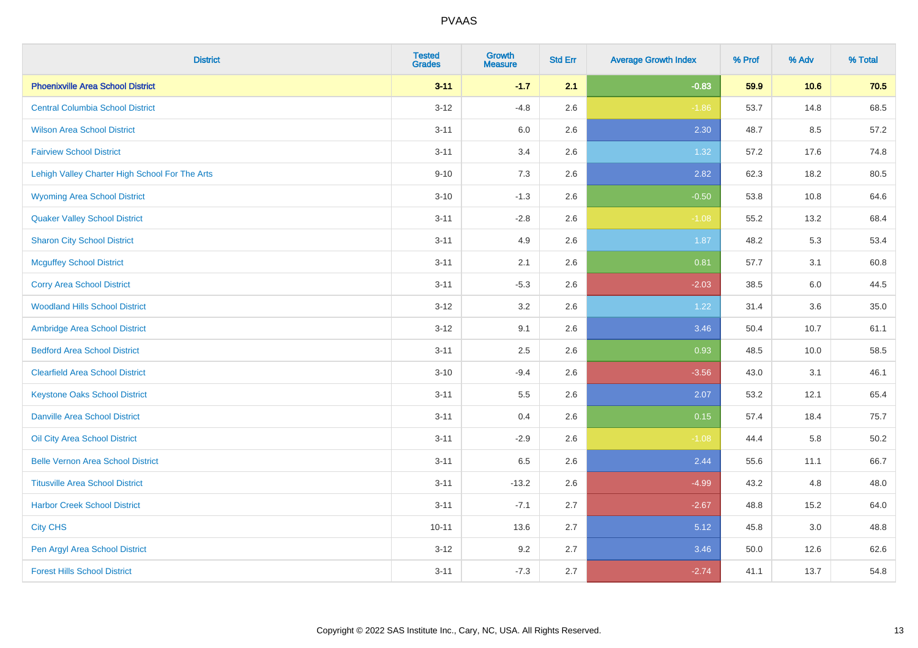| District | Tested Grades | Growth Measure | Std Err | Average Growth Index | % Prof | % Adv | % Total |
|---|---|---|---|---|---|---|---|
| **Phoenixville Area School District** | **3-11** | **-1.7** | **2.1** | **-0.83** | **59.9** | **10.6** | **70.5** |
| Central Columbia School District | 3-12 | -4.8 | 2.6 | -1.86 | 53.7 | 14.8 | 68.5 |
| Wilson Area School District | 3-11 | 6.0 | 2.6 | 2.30 | 48.7 | 8.5 | 57.2 |
| Fairview School District | 3-11 | 3.4 | 2.6 | 1.32 | 57.2 | 17.6 | 74.8 |
| Lehigh Valley Charter High School For The Arts | 9-10 | 7.3 | 2.6 | 2.82 | 62.3 | 18.2 | 80.5 |
| Wyoming Area School District | 3-10 | -1.3 | 2.6 | -0.50 | 53.8 | 10.8 | 64.6 |
| Quaker Valley School District | 3-11 | -2.8 | 2.6 | -1.08 | 55.2 | 13.2 | 68.4 |
| Sharon City School District | 3-11 | 4.9 | 2.6 | 1.87 | 48.2 | 5.3 | 53.4 |
| Mcguffey School District | 3-11 | 2.1 | 2.6 | 0.81 | 57.7 | 3.1 | 60.8 |
| Corry Area School District | 3-11 | -5.3 | 2.6 | -2.03 | 38.5 | 6.0 | 44.5 |
| Woodland Hills School District | 3-12 | 3.2 | 2.6 | 1.22 | 31.4 | 3.6 | 35.0 |
| Ambridge Area School District | 3-12 | 9.1 | 2.6 | 3.46 | 50.4 | 10.7 | 61.1 |
| Bedford Area School District | 3-11 | 2.5 | 2.6 | 0.93 | 48.5 | 10.0 | 58.5 |
| Clearfield Area School District | 3-10 | -9.4 | 2.6 | -3.56 | 43.0 | 3.1 | 46.1 |
| Keystone Oaks School District | 3-11 | 5.5 | 2.6 | 2.07 | 53.2 | 12.1 | 65.4 |
| Danville Area School District | 3-11 | 0.4 | 2.6 | 0.15 | 57.4 | 18.4 | 75.7 |
| Oil City Area School District | 3-11 | -2.9 | 2.6 | -1.08 | 44.4 | 5.8 | 50.2 |
| Belle Vernon Area School District | 3-11 | 6.5 | 2.6 | 2.44 | 55.6 | 11.1 | 66.7 |
| Titusville Area School District | 3-11 | -13.2 | 2.6 | -4.99 | 43.2 | 4.8 | 48.0 |
| Harbor Creek School District | 3-11 | -7.1 | 2.7 | -2.67 | 48.8 | 15.2 | 64.0 |
| City CHS | 10-11 | 13.6 | 2.7 | 5.12 | 45.8 | 3.0 | 48.8 |
| Pen Argyl Area School District | 3-12 | 9.2 | 2.7 | 3.46 | 50.0 | 12.6 | 62.6 |
| Forest Hills School District | 3-11 | -7.3 | 2.7 | -2.74 | 41.1 | 13.7 | 54.8 |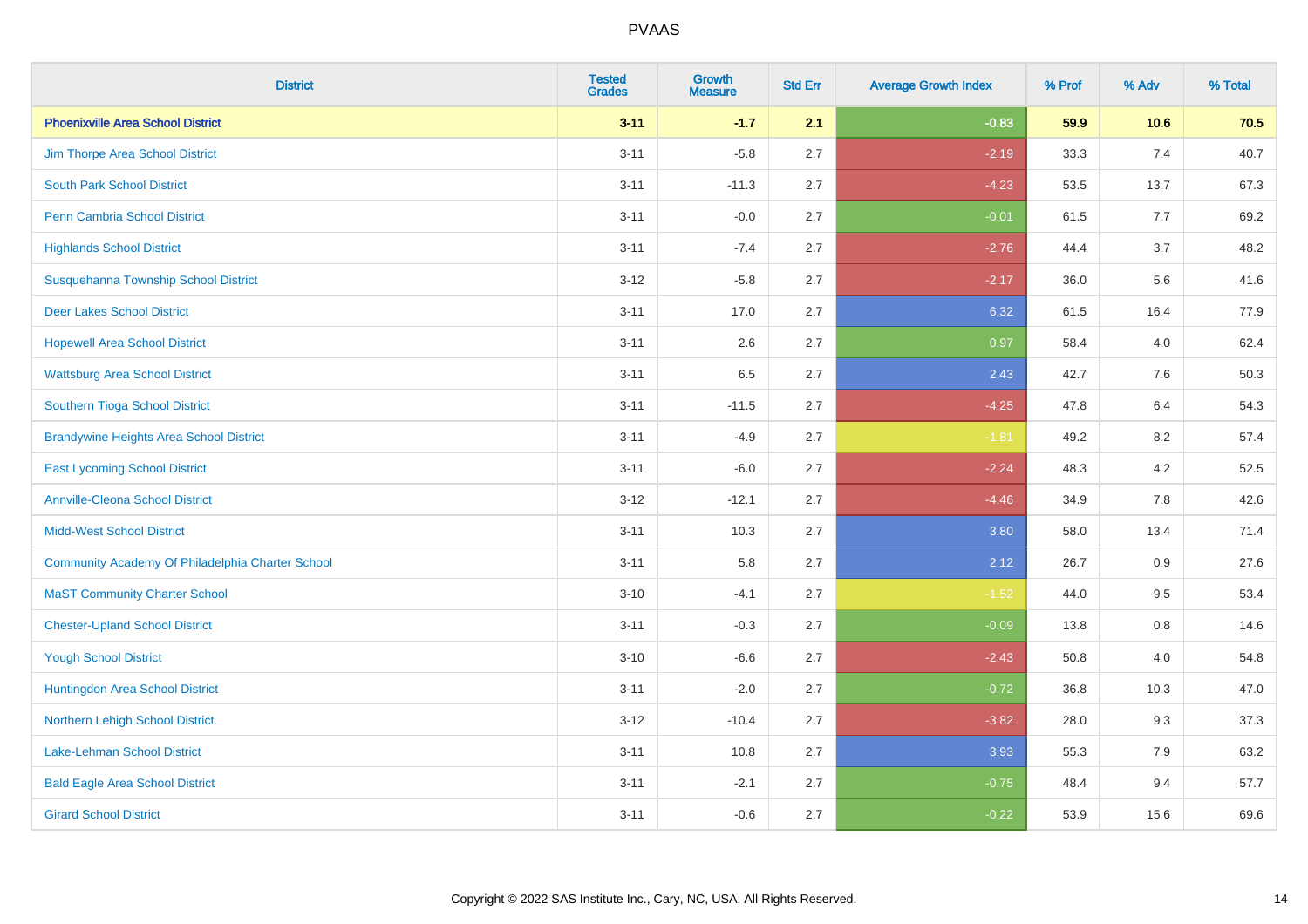# PVAAS

| District | Tested Grades | Growth Measure | Std Err | Average Growth Index | % Prof | % Adv | % Total |
|---|---|---|---|---|---|---|---|
| **Phoenixville Area School District** | **3-11** | **-1.7** | **2.1** | **-0.83** | **59.9** | **10.6** | **70.5** |
| Jim Thorpe Area School District | 3-11 | -5.8 | 2.7 | -2.19 | 33.3 | 7.4 | 40.7 |
| South Park School District | 3-11 | -11.3 | 2.7 | -4.23 | 53.5 | 13.7 | 67.3 |
| Penn Cambria School District | 3-11 | -0.0 | 2.7 | -0.01 | 61.5 | 7.7 | 69.2 |
| Highlands School District | 3-11 | -7.4 | 2.7 | -2.76 | 44.4 | 3.7 | 48.2 |
| Susquehanna Township School District | 3-12 | -5.8 | 2.7 | -2.17 | 36.0 | 5.6 | 41.6 |
| Deer Lakes School District | 3-11 | 17.0 | 2.7 | 6.32 | 61.5 | 16.4 | 77.9 |
| Hopewell Area School District | 3-11 | 2.6 | 2.7 | 0.97 | 58.4 | 4.0 | 62.4 |
| Wattsburg Area School District | 3-11 | 6.5 | 2.7 | 2.43 | 42.7 | 7.6 | 50.3 |
| Southern Tioga School District | 3-11 | -11.5 | 2.7 | -4.25 | 47.8 | 6.4 | 54.3 |
| Brandywine Heights Area School District | 3-11 | -4.9 | 2.7 | -1.81 | 49.2 | 8.2 | 57.4 |
| East Lycoming School District | 3-11 | -6.0 | 2.7 | -2.24 | 48.3 | 4.2 | 52.5 |
| Annville-Cleona School District | 3-12 | -12.1 | 2.7 | -4.46 | 34.9 | 7.8 | 42.6 |
| Midd-West School District | 3-11 | 10.3 | 2.7 | 3.80 | 58.0 | 13.4 | 71.4 |
| Community Academy Of Philadelphia Charter School | 3-11 | 5.8 | 2.7 | 2.12 | 26.7 | 0.9 | 27.6 |
| MaST Community Charter School | 3-10 | -4.1 | 2.7 | -1.52 | 44.0 | 9.5 | 53.4 |
| Chester-Upland School District | 3-11 | -0.3 | 2.7 | -0.09 | 13.8 | 0.8 | 14.6 |
| Yough School District | 3-10 | -6.6 | 2.7 | -2.43 | 50.8 | 4.0 | 54.8 |
| Huntingdon Area School District | 3-11 | -2.0 | 2.7 | -0.72 | 36.8 | 10.3 | 47.0 |
| Northern Lehigh School District | 3-12 | -10.4 | 2.7 | -3.82 | 28.0 | 9.3 | 37.3 |
| Lake-Lehman School District | 3-11 | 10.8 | 2.7 | 3.93 | 55.3 | 7.9 | 63.2 |
| Bald Eagle Area School District | 3-11 | -2.1 | 2.7 | -0.75 | 48.4 | 9.4 | 57.7 |
| Girard School District | 3-11 | -0.6 | 2.7 | -0.22 | 53.9 | 15.6 | 69.6 |

Copyright © 2022 SAS Institute Inc., Cary, NC, USA. All Rights Reserved.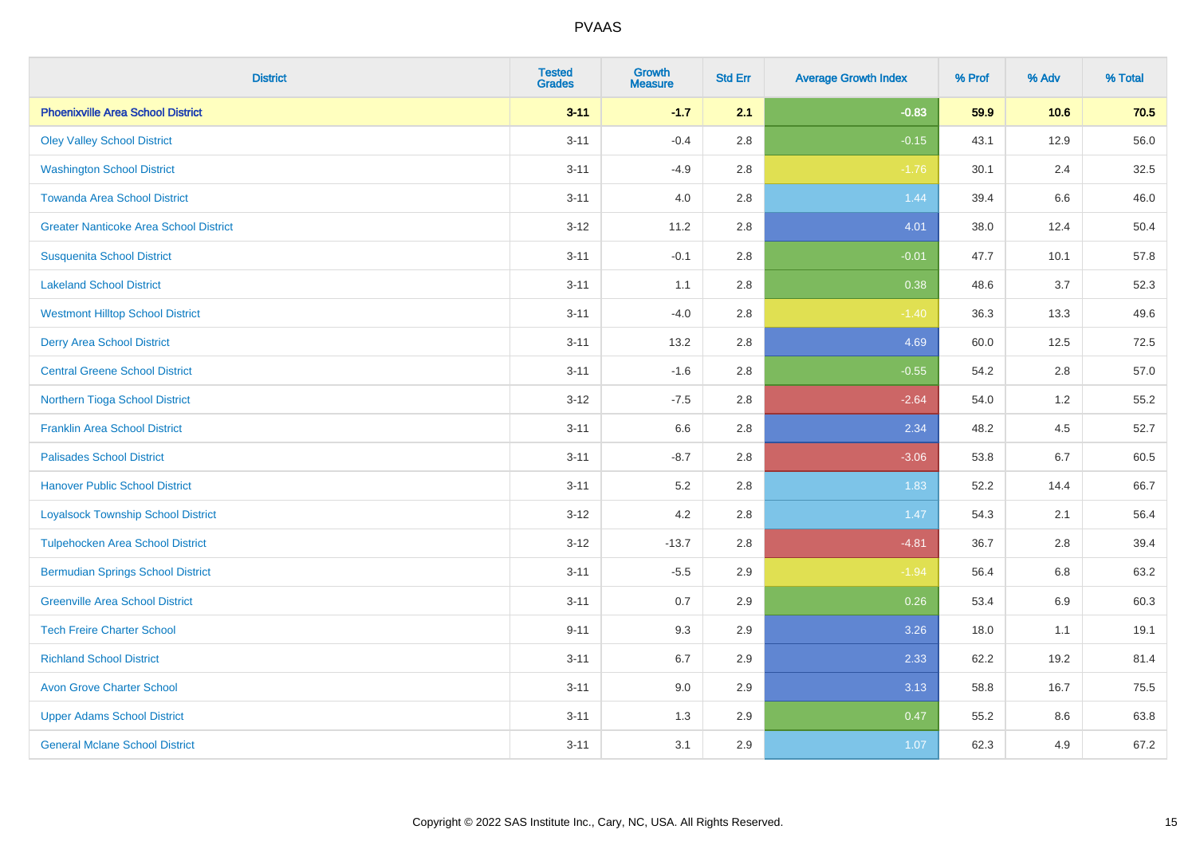| District | Tested Grades | Growth Measure | Std Err | Average Growth Index | % Prof | % Adv | % Total |
|---|---|---|---|---|---|---|---|
| **Phoenixville Area School District** | **3-11** | **-1.7** | **2.1** | **-0.83** | **59.9** | **10.6** | **70.5** |
| Oley Valley School District | 3-11 | -0.4 | 2.8 | -0.15 | 43.1 | 12.9 | 56.0 |
| Washington School District | 3-11 | -4.9 | 2.8 | -1.76 | 30.1 | 2.4 | 32.5 |
| Towanda Area School District | 3-11 | 4.0 | 2.8 | 1.44 | 39.4 | 6.6 | 46.0 |
| Greater Nanticoke Area School District | 3-12 | 11.2 | 2.8 | 4.01 | 38.0 | 12.4 | 50.4 |
| Susquenita School District | 3-11 | -0.1 | 2.8 | -0.01 | 47.7 | 10.1 | 57.8 |
| Lakeland School District | 3-11 | 1.1 | 2.8 | 0.38 | 48.6 | 3.7 | 52.3 |
| Westmont Hilltop School District | 3-11 | -4.0 | 2.8 | -1.40 | 36.3 | 13.3 | 49.6 |
| Derry Area School District | 3-11 | 13.2 | 2.8 | 4.69 | 60.0 | 12.5 | 72.5 |
| Central Greene School District | 3-11 | -1.6 | 2.8 | -0.55 | 54.2 | 2.8 | 57.0 |
| Northern Tioga School District | 3-12 | -7.5 | 2.8 | -2.64 | 54.0 | 1.2 | 55.2 |
| Franklin Area School District | 3-11 | 6.6 | 2.8 | 2.34 | 48.2 | 4.5 | 52.7 |
| Palisades School District | 3-11 | -8.7 | 2.8 | -3.06 | 53.8 | 6.7 | 60.5 |
| Hanover Public School District | 3-11 | 5.2 | 2.8 | 1.83 | 52.2 | 14.4 | 66.7 |
| Loyalsock Township School District | 3-12 | 4.2 | 2.8 | 1.47 | 54.3 | 2.1 | 56.4 |
| Tulpehocken Area School District | 3-12 | -13.7 | 2.8 | -4.81 | 36.7 | 2.8 | 39.4 |
| Bermudian Springs School District | 3-11 | -5.5 | 2.9 | -1.94 | 56.4 | 6.8 | 63.2 |
| Greenville Area School District | 3-11 | 0.7 | 2.9 | 0.26 | 53.4 | 6.9 | 60.3 |
| Tech Freire Charter School | 9-11 | 9.3 | 2.9 | 3.26 | 18.0 | 1.1 | 19.1 |
| Richland School District | 3-11 | 6.7 | 2.9 | 2.33 | 62.2 | 19.2 | 81.4 |
| Avon Grove Charter School | 3-11 | 9.0 | 2.9 | 3.13 | 58.8 | 16.7 | 75.5 |
| Upper Adams School District | 3-11 | 1.3 | 2.9 | 0.47 | 55.2 | 8.6 | 63.8 |
| General Mclane School District | 3-11 | 3.1 | 2.9 | 1.07 | 62.3 | 4.9 | 67.2 |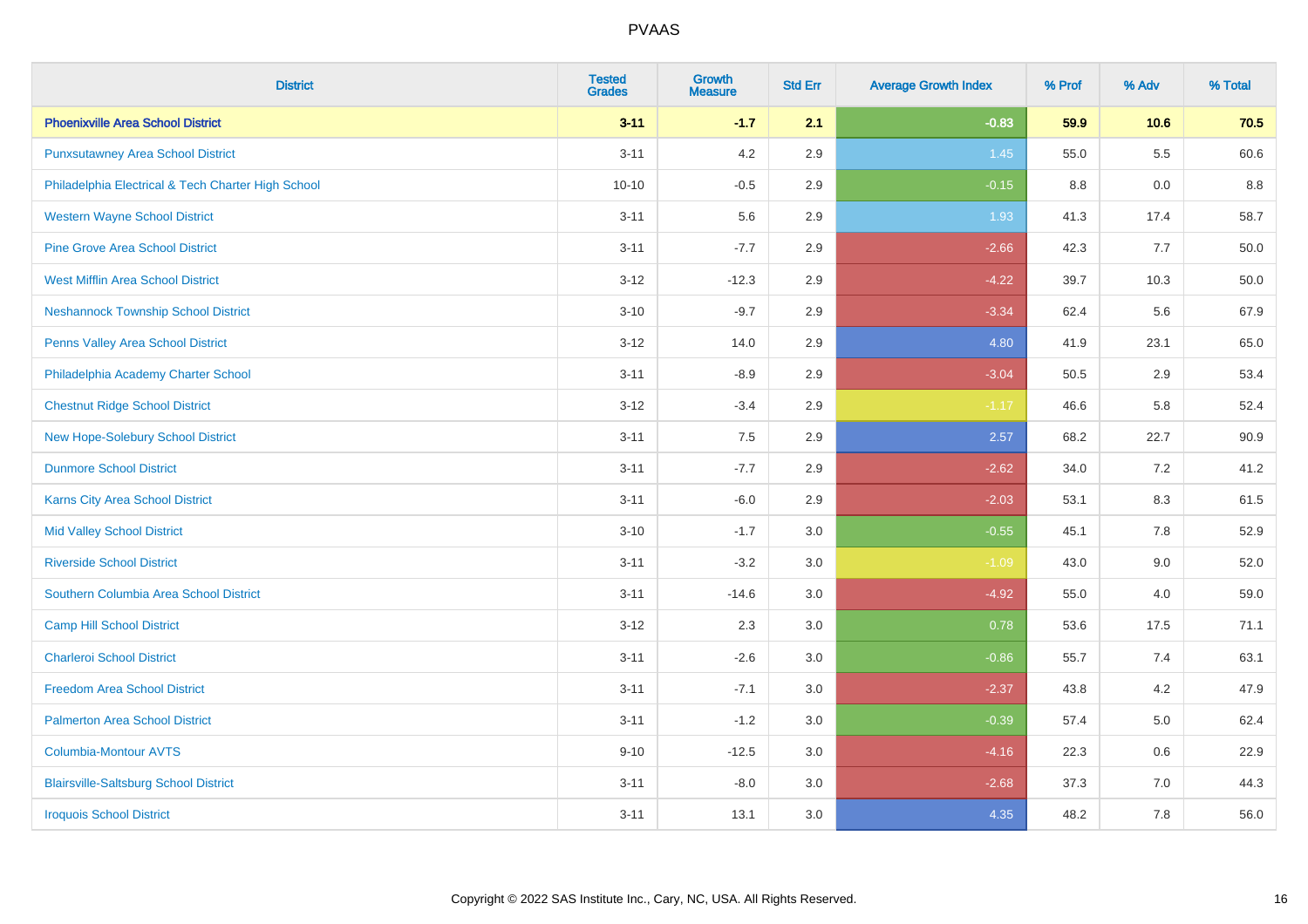| District | Tested Grades | Growth Measure | Std Err | Average Growth Index | % Prof | % Adv | % Total |
|---|---|---|---|---|---|---|---|
| **Phoenixville Area School District** | **3-11** | **-1.7** | **2.1** | **-0.83** | **59.9** | **10.6** | **70.5** |
| Punxsutawney Area School District | 3-11 | 4.2 | 2.9 | 1.45 | 55.0 | 5.5 | 60.6 |
| Philadelphia Electrical & Tech Charter High School | 10-10 | -0.5 | 2.9 | -0.15 | 8.8 | 0.0 | 8.8 |
| Western Wayne School District | 3-11 | 5.6 | 2.9 | 1.93 | 41.3 | 17.4 | 58.7 |
| Pine Grove Area School District | 3-11 | -7.7 | 2.9 | -2.66 | 42.3 | 7.7 | 50.0 |
| West Mifflin Area School District | 3-12 | -12.3 | 2.9 | -4.22 | 39.7 | 10.3 | 50.0 |
| Neshannock Township School District | 3-10 | -9.7 | 2.9 | -3.34 | 62.4 | 5.6 | 67.9 |
| Penns Valley Area School District | 3-12 | 14.0 | 2.9 | 4.80 | 41.9 | 23.1 | 65.0 |
| Philadelphia Academy Charter School | 3-11 | -8.9 | 2.9 | -3.04 | 50.5 | 2.9 | 53.4 |
| Chestnut Ridge School District | 3-12 | -3.4 | 2.9 | -1.17 | 46.6 | 5.8 | 52.4 |
| New Hope-Solebury School District | 3-11 | 7.5 | 2.9 | 2.57 | 68.2 | 22.7 | 90.9 |
| Dunmore School District | 3-11 | -7.7 | 2.9 | -2.62 | 34.0 | 7.2 | 41.2 |
| Karns City Area School District | 3-11 | -6.0 | 2.9 | -2.03 | 53.1 | 8.3 | 61.5 |
| Mid Valley School District | 3-10 | -1.7 | 3.0 | -0.55 | 45.1 | 7.8 | 52.9 |
| Riverside School District | 3-11 | -3.2 | 3.0 | -1.09 | 43.0 | 9.0 | 52.0 |
| Southern Columbia Area School District | 3-11 | -14.6 | 3.0 | -4.92 | 55.0 | 4.0 | 59.0 |
| Camp Hill School District | 3-12 | 2.3 | 3.0 | 0.78 | 53.6 | 17.5 | 71.1 |
| Charleroi School District | 3-11 | -2.6 | 3.0 | -0.86 | 55.7 | 7.4 | 63.1 |
| Freedom Area School District | 3-11 | -7.1 | 3.0 | -2.37 | 43.8 | 4.2 | 47.9 |
| Palmerton Area School District | 3-11 | -1.2 | 3.0 | -0.39 | 57.4 | 5.0 | 62.4 |
| Columbia-Montour AVTS | 9-10 | -12.5 | 3.0 | -4.16 | 22.3 | 0.6 | 22.9 |
| Blairsville-Saltsburg School District | 3-11 | -8.0 | 3.0 | -2.68 | 37.3 | 7.0 | 44.3 |
| Iroquois School District | 3-11 | 13.1 | 3.0 | 4.35 | 48.2 | 7.8 | 56.0 |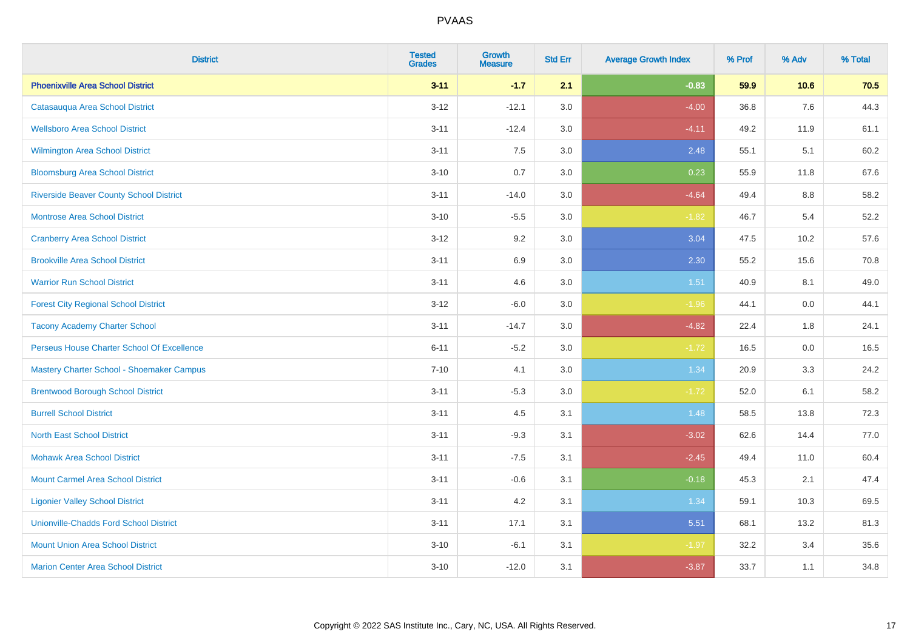# PVAAS

| District | Tested Grades | Growth Measure | Std Err | Average Growth Index | % Prof | % Adv | % Total |
|---|---|---|---|---|---|---|---|
| **Phoenixville Area School District** | **3-11** | **-1.7** | **2.1** | **-0.83** | **59.9** | **10.6** | **70.5** |
| Catasauqua Area School District | 3-12 | -12.1 | 3.0 | -4.00 | 36.8 | 7.6 | 44.3 |
| Wellsboro Area School District | 3-11 | -12.4 | 3.0 | -4.11 | 49.2 | 11.9 | 61.1 |
| Wilmington Area School District | 3-11 | 7.5 | 3.0 | 2.48 | 55.1 | 5.1 | 60.2 |
| Bloomsburg Area School District | 3-10 | 0.7 | 3.0 | 0.23 | 55.9 | 11.8 | 67.6 |
| Riverside Beaver County School District | 3-11 | -14.0 | 3.0 | -4.64 | 49.4 | 8.8 | 58.2 |
| Montrose Area School District | 3-10 | -5.5 | 3.0 | -1.82 | 46.7 | 5.4 | 52.2 |
| Cranberry Area School District | 3-12 | 9.2 | 3.0 | 3.04 | 47.5 | 10.2 | 57.6 |
| Brookville Area School District | 3-11 | 6.9 | 3.0 | 2.30 | 55.2 | 15.6 | 70.8 |
| Warrior Run School District | 3-11 | 4.6 | 3.0 | 1.51 | 40.9 | 8.1 | 49.0 |
| Forest City Regional School District | 3-12 | -6.0 | 3.0 | -1.96 | 44.1 | 0.0 | 44.1 |
| Tacony Academy Charter School | 3-11 | -14.7 | 3.0 | -4.82 | 22.4 | 1.8 | 24.1 |
| Perseus House Charter School Of Excellence | 6-11 | -5.2 | 3.0 | -1.72 | 16.5 | 0.0 | 16.5 |
| Mastery Charter School - Shoemaker Campus | 7-10 | 4.1 | 3.0 | 1.34 | 20.9 | 3.3 | 24.2 |
| Brentwood Borough School District | 3-11 | -5.3 | 3.0 | -1.72 | 52.0 | 6.1 | 58.2 |
| Burrell School District | 3-11 | 4.5 | 3.1 | 1.48 | 58.5 | 13.8 | 72.3 |
| North East School District | 3-11 | -9.3 | 3.1 | -3.02 | 62.6 | 14.4 | 77.0 |
| Mohawk Area School District | 3-11 | -7.5 | 3.1 | -2.45 | 49.4 | 11.0 | 60.4 |
| Mount Carmel Area School District | 3-11 | -0.6 | 3.1 | -0.18 | 45.3 | 2.1 | 47.4 |
| Ligonier Valley School District | 3-11 | 4.2 | 3.1 | 1.34 | 59.1 | 10.3 | 69.5 |
| Unionville-Chadds Ford School District | 3-11 | 17.1 | 3.1 | 5.51 | 68.1 | 13.2 | 81.3 |
| Mount Union Area School District | 3-10 | -6.1 | 3.1 | -1.97 | 32.2 | 3.4 | 35.6 |
| Marion Center Area School District | 3-10 | -12.0 | 3.1 | -3.87 | 33.7 | 1.1 | 34.8 |

Copyright © 2022 SAS Institute Inc., Cary, NC, USA. All Rights Reserved.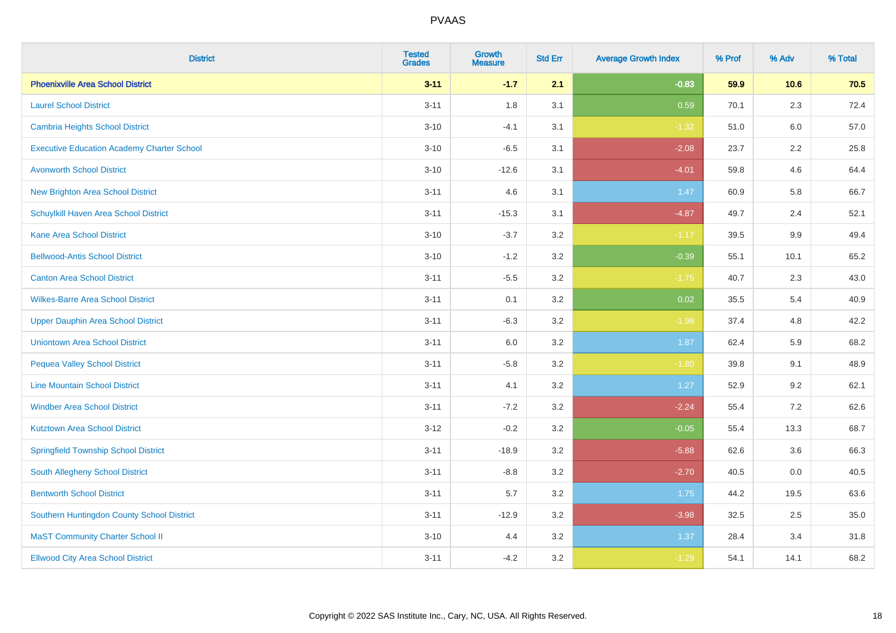# PVAAS

| District | Tested Grades | Growth Measure | Std Err | Average Growth Index | % Prof | % Adv | % Total |
|---|---|---|---|---|---|---|---|
| **Phoenixville Area School District** | **3-11** | **-1.7** | **2.1** | **-0.83** | **59.9** | **10.6** | **70.5** |
| Laurel School District | 3-11 | 1.8 | 3.1 | 0.59 | 70.1 | 2.3 | 72.4 |
| Cambria Heights School District | 3-10 | -4.1 | 3.1 | -1.32 | 51.0 | 6.0 | 57.0 |
| Executive Education Academy Charter School | 3-10 | -6.5 | 3.1 | -2.08 | 23.7 | 2.2 | 25.8 |
| Avonworth School District | 3-10 | -12.6 | 3.1 | -4.01 | 59.8 | 4.6 | 64.4 |
| New Brighton Area School District | 3-11 | 4.6 | 3.1 | 1.47 | 60.9 | 5.8 | 66.7 |
| Schuylkill Haven Area School District | 3-11 | -15.3 | 3.1 | -4.87 | 49.7 | 2.4 | 52.1 |
| Kane Area School District | 3-10 | -3.7 | 3.2 | -1.17 | 39.5 | 9.9 | 49.4 |
| Bellwood-Antis School District | 3-10 | -1.2 | 3.2 | -0.39 | 55.1 | 10.1 | 65.2 |
| Canton Area School District | 3-11 | -5.5 | 3.2 | -1.75 | 40.7 | 2.3 | 43.0 |
| Wilkes-Barre Area School District | 3-11 | 0.1 | 3.2 | 0.02 | 35.5 | 5.4 | 40.9 |
| Upper Dauphin Area School District | 3-11 | -6.3 | 3.2 | -1.98 | 37.4 | 4.8 | 42.2 |
| Uniontown Area School District | 3-11 | 6.0 | 3.2 | 1.87 | 62.4 | 5.9 | 68.2 |
| Pequea Valley School District | 3-11 | -5.8 | 3.2 | -1.80 | 39.8 | 9.1 | 48.9 |
| Line Mountain School District | 3-11 | 4.1 | 3.2 | 1.27 | 52.9 | 9.2 | 62.1 |
| Windber Area School District | 3-11 | -7.2 | 3.2 | -2.24 | 55.4 | 7.2 | 62.6 |
| Kutztown Area School District | 3-12 | -0.2 | 3.2 | -0.05 | 55.4 | 13.3 | 68.7 |
| Springfield Township School District | 3-11 | -18.9 | 3.2 | -5.88 | 62.6 | 3.6 | 66.3 |
| South Allegheny School District | 3-11 | -8.8 | 3.2 | -2.70 | 40.5 | 0.0 | 40.5 |
| Bentworth School District | 3-11 | 5.7 | 3.2 | 1.75 | 44.2 | 19.5 | 63.6 |
| Southern Huntingdon County School District | 3-11 | -12.9 | 3.2 | -3.98 | 32.5 | 2.5 | 35.0 |
| MaST Community Charter School II | 3-10 | 4.4 | 3.2 | 1.37 | 28.4 | 3.4 | 31.8 |
| Ellwood City Area School District | 3-11 | -4.2 | 3.2 | -1.29 | 54.1 | 14.1 | 68.2 |

Copyright © 2022 SAS Institute Inc., Cary, NC, USA. All Rights Reserved.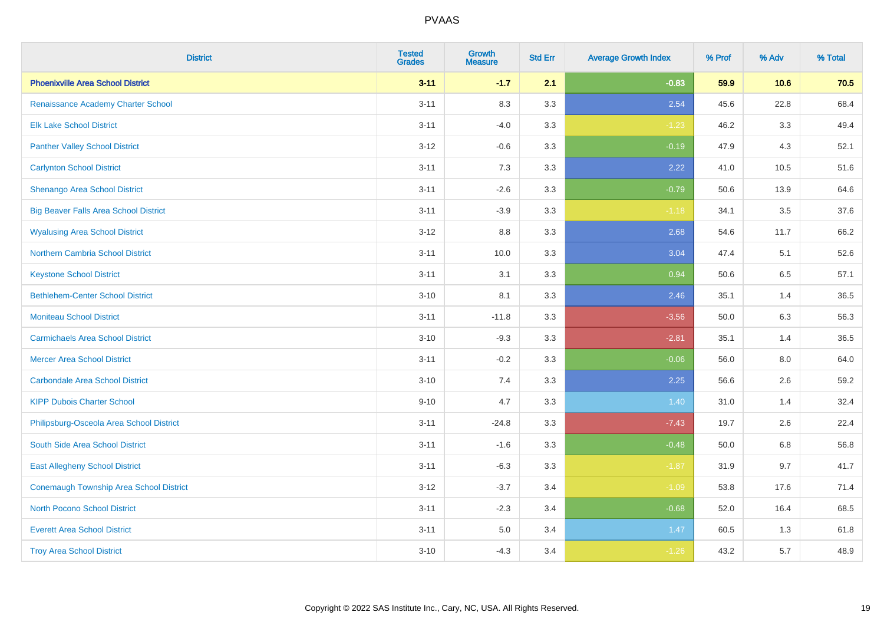| District | Tested Grades | Growth Measure | Std Err | Average Growth Index | % Prof | % Adv | % Total |
|---|---|---|---|---|---|---|---|
| **Phoenixville Area School District** | **3-11** | **-1.7** | **2.1** | **-0.83** | **59.9** | **10.6** | **70.5** |
| Renaissance Academy Charter School | 3-11 | 8.3 | 3.3 | 2.54 | 45.6 | 22.8 | 68.4 |
| Elk Lake School District | 3-11 | -4.0 | 3.3 | -1.23 | 46.2 | 3.3 | 49.4 |
| Panther Valley School District | 3-12 | -0.6 | 3.3 | -0.19 | 47.9 | 4.3 | 52.1 |
| Carlynton School District | 3-11 | 7.3 | 3.3 | 2.22 | 41.0 | 10.5 | 51.6 |
| Shenango Area School District | 3-11 | -2.6 | 3.3 | -0.79 | 50.6 | 13.9 | 64.6 |
| Big Beaver Falls Area School District | 3-11 | -3.9 | 3.3 | -1.18 | 34.1 | 3.5 | 37.6 |
| Wyalusing Area School District | 3-12 | 8.8 | 3.3 | 2.68 | 54.6 | 11.7 | 66.2 |
| Northern Cambria School District | 3-11 | 10.0 | 3.3 | 3.04 | 47.4 | 5.1 | 52.6 |
| Keystone School District | 3-11 | 3.1 | 3.3 | 0.94 | 50.6 | 6.5 | 57.1 |
| Bethlehem-Center School District | 3-10 | 8.1 | 3.3 | 2.46 | 35.1 | 1.4 | 36.5 |
| Moniteau School District | 3-11 | -11.8 | 3.3 | -3.56 | 50.0 | 6.3 | 56.3 |
| Carmichaels Area School District | 3-10 | -9.3 | 3.3 | -2.81 | 35.1 | 1.4 | 36.5 |
| Mercer Area School District | 3-11 | -0.2 | 3.3 | -0.06 | 56.0 | 8.0 | 64.0 |
| Carbondale Area School District | 3-10 | 7.4 | 3.3 | 2.25 | 56.6 | 2.6 | 59.2 |
| KIPP Dubois Charter School | 9-10 | 4.7 | 3.3 | 1.40 | 31.0 | 1.4 | 32.4 |
| Philipsburg-Osceola Area School District | 3-11 | -24.8 | 3.3 | -7.43 | 19.7 | 2.6 | 22.4 |
| South Side Area School District | 3-11 | -1.6 | 3.3 | -0.48 | 50.0 | 6.8 | 56.8 |
| East Allegheny School District | 3-11 | -6.3 | 3.3 | -1.87 | 31.9 | 9.7 | 41.7 |
| Conemaugh Township Area School District | 3-12 | -3.7 | 3.4 | -1.09 | 53.8 | 17.6 | 71.4 |
| North Pocono School District | 3-11 | -2.3 | 3.4 | -0.68 | 52.0 | 16.4 | 68.5 |
| Everett Area School District | 3-11 | 5.0 | 3.4 | 1.47 | 60.5 | 1.3 | 61.8 |
| Troy Area School District | 3-10 | -4.3 | 3.4 | -1.26 | 43.2 | 5.7 | 48.9 |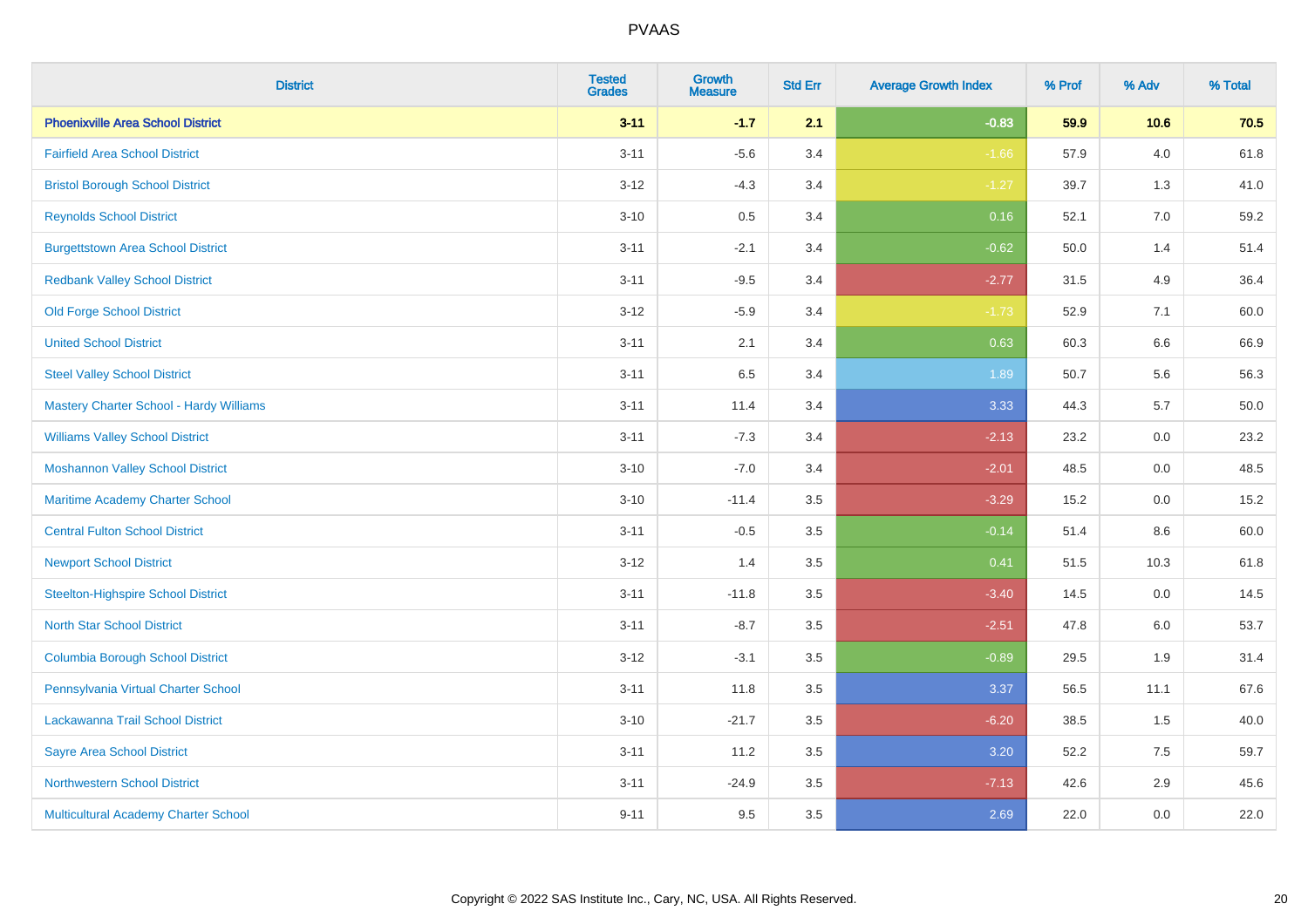| District | Tested Grades | Growth Measure | Std Err | Average Growth Index | % Prof | % Adv | % Total |
|---|---|---|---|---|---|---|---|
| **Phoenixville Area School District** | **3-11** | **-1.7** | **2.1** | **-0.83** | **59.9** | **10.6** | **70.5** |
| Fairfield Area School District | 3-11 | -5.6 | 3.4 | -1.66 | 57.9 | 4.0 | 61.8 |
| Bristol Borough School District | 3-12 | -4.3 | 3.4 | -1.27 | 39.7 | 1.3 | 41.0 |
| Reynolds School District | 3-10 | 0.5 | 3.4 | 0.16 | 52.1 | 7.0 | 59.2 |
| Burgettstown Area School District | 3-11 | -2.1 | 3.4 | -0.62 | 50.0 | 1.4 | 51.4 |
| Redbank Valley School District | 3-11 | -9.5 | 3.4 | -2.77 | 31.5 | 4.9 | 36.4 |
| Old Forge School District | 3-12 | -5.9 | 3.4 | -1.73 | 52.9 | 7.1 | 60.0 |
| United School District | 3-11 | 2.1 | 3.4 | 0.63 | 60.3 | 6.6 | 66.9 |
| Steel Valley School District | 3-11 | 6.5 | 3.4 | 1.89 | 50.7 | 5.6 | 56.3 |
| Mastery Charter School - Hardy Williams | 3-11 | 11.4 | 3.4 | 3.33 | 44.3 | 5.7 | 50.0 |
| Williams Valley School District | 3-11 | -7.3 | 3.4 | -2.13 | 23.2 | 0.0 | 23.2 |
| Moshannon Valley School District | 3-10 | -7.0 | 3.4 | -2.01 | 48.5 | 0.0 | 48.5 |
| Maritime Academy Charter School | 3-10 | -11.4 | 3.5 | -3.29 | 15.2 | 0.0 | 15.2 |
| Central Fulton School District | 3-11 | -0.5 | 3.5 | -0.14 | 51.4 | 8.6 | 60.0 |
| Newport School District | 3-12 | 1.4 | 3.5 | 0.41 | 51.5 | 10.3 | 61.8 |
| Steelton-Highspire School District | 3-11 | -11.8 | 3.5 | -3.40 | 14.5 | 0.0 | 14.5 |
| North Star School District | 3-11 | -8.7 | 3.5 | -2.51 | 47.8 | 6.0 | 53.7 |
| Columbia Borough School District | 3-12 | -3.1 | 3.5 | -0.89 | 29.5 | 1.9 | 31.4 |
| Pennsylvania Virtual Charter School | 3-11 | 11.8 | 3.5 | 3.37 | 56.5 | 11.1 | 67.6 |
| Lackawanna Trail School District | 3-10 | -21.7 | 3.5 | -6.20 | 38.5 | 1.5 | 40.0 |
| Sayre Area School District | 3-11 | 11.2 | 3.5 | 3.20 | 52.2 | 7.5 | 59.7 |
| Northwestern School District | 3-11 | -24.9 | 3.5 | -7.13 | 42.6 | 2.9 | 45.6 |
| Multicultural Academy Charter School | 9-11 | 9.5 | 3.5 | 2.69 | 22.0 | 0.0 | 22.0 |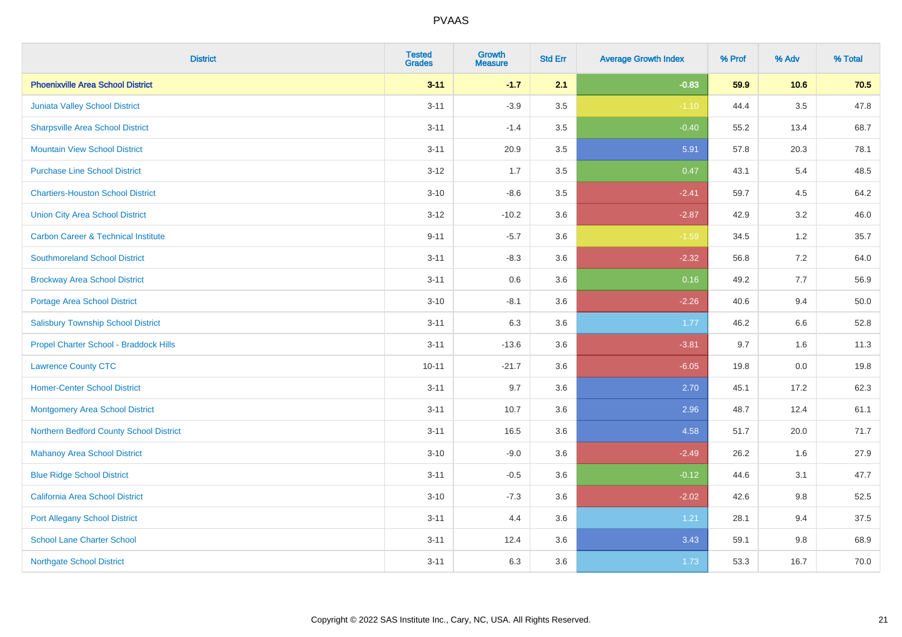# PVAAS

| District | Tested Grades | Growth Measure | Std Err | Average Growth Index | % Prof | % Adv | % Total |
|---|---|---|---|---|---|---|---|
| **Phoenixville Area School District** | **3-11** | **-1.7** | **2.1** | **-0.83** | **59.9** | **10.6** | **70.5** |
| Juniata Valley School District | 3-11 | -3.9 | 3.5 | -1.10 | 44.4 | 3.5 | 47.8 |
| Sharpsville Area School District | 3-11 | -1.4 | 3.5 | -0.40 | 55.2 | 13.4 | 68.7 |
| Mountain View School District | 3-11 | 20.9 | 3.5 | 5.91 | 57.8 | 20.3 | 78.1 |
| Purchase Line School District | 3-12 | 1.7 | 3.5 | 0.47 | 43.1 | 5.4 | 48.5 |
| Chartiers-Houston School District | 3-10 | -8.6 | 3.5 | -2.41 | 59.7 | 4.5 | 64.2 |
| Union City Area School District | 3-12 | -10.2 | 3.6 | -2.87 | 42.9 | 3.2 | 46.0 |
| Carbon Career & Technical Institute | 9-11 | -5.7 | 3.6 | -1.59 | 34.5 | 1.2 | 35.7 |
| Southmoreland School District | 3-11 | -8.3 | 3.6 | -2.32 | 56.8 | 7.2 | 64.0 |
| Brockway Area School District | 3-11 | 0.6 | 3.6 | 0.16 | 49.2 | 7.7 | 56.9 |
| Portage Area School District | 3-10 | -8.1 | 3.6 | -2.26 | 40.6 | 9.4 | 50.0 |
| Salisbury Township School District | 3-11 | 6.3 | 3.6 | 1.77 | 46.2 | 6.6 | 52.8 |
| Propel Charter School - Braddock Hills | 3-11 | -13.6 | 3.6 | -3.81 | 9.7 | 1.6 | 11.3 |
| Lawrence County CTC | 10-11 | -21.7 | 3.6 | -6.05 | 19.8 | 0.0 | 19.8 |
| Homer-Center School District | 3-11 | 9.7 | 3.6 | 2.70 | 45.1 | 17.2 | 62.3 |
| Montgomery Area School District | 3-11 | 10.7 | 3.6 | 2.96 | 48.7 | 12.4 | 61.1 |
| Northern Bedford County School District | 3-11 | 16.5 | 3.6 | 4.58 | 51.7 | 20.0 | 71.7 |
| Mahanoy Area School District | 3-10 | -9.0 | 3.6 | -2.49 | 26.2 | 1.6 | 27.9 |
| Blue Ridge School District | 3-11 | -0.5 | 3.6 | -0.12 | 44.6 | 3.1 | 47.7 |
| California Area School District | 3-10 | -7.3 | 3.6 | -2.02 | 42.6 | 9.8 | 52.5 |
| Port Allegany School District | 3-11 | 4.4 | 3.6 | 1.21 | 28.1 | 9.4 | 37.5 |
| School Lane Charter School | 3-11 | 12.4 | 3.6 | 3.43 | 59.1 | 9.8 | 68.9 |
| Northgate School District | 3-11 | 6.3 | 3.6 | 1.73 | 53.3 | 16.7 | 70.0 |

Copyright © 2022 SAS Institute Inc., Cary, NC, USA. All Rights Reserved.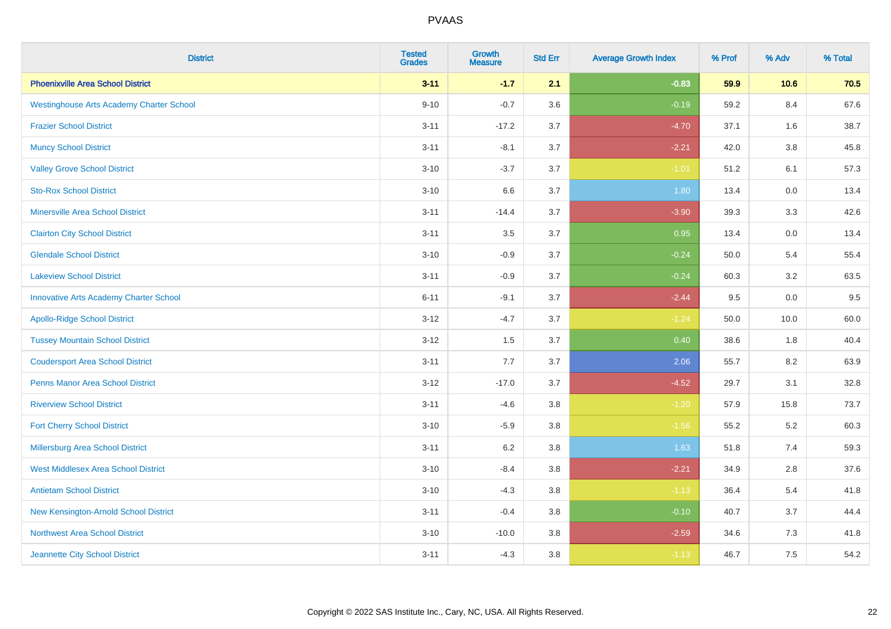PVAAS

| District | Tested Grades | Growth Measure | Std Err | Average Growth Index | % Prof | % Adv | % Total |
|---|---|---|---|---|---|---|---|
| **Phoenixville Area School District** | **3-11** | **-1.7** | **2.1** | **-0.83** | **59.9** | **10.6** | **70.5** |
| Westinghouse Arts Academy Charter School | 9-10 | -0.7 | 3.6 | -0.19 | 59.2 | 8.4 | 67.6 |
| Frazier School District | 3-11 | -17.2 | 3.7 | -4.70 | 37.1 | 1.6 | 38.7 |
| Muncy School District | 3-11 | -8.1 | 3.7 | -2.21 | 42.0 | 3.8 | 45.8 |
| Valley Grove School District | 3-10 | -3.7 | 3.7 | -1.01 | 51.2 | 6.1 | 57.3 |
| Sto-Rox School District | 3-10 | 6.6 | 3.7 | 1.80 | 13.4 | 0.0 | 13.4 |
| Minersville Area School District | 3-11 | -14.4 | 3.7 | -3.90 | 39.3 | 3.3 | 42.6 |
| Clairton City School District | 3-11 | 3.5 | 3.7 | 0.95 | 13.4 | 0.0 | 13.4 |
| Glendale School District | 3-10 | -0.9 | 3.7 | -0.24 | 50.0 | 5.4 | 55.4 |
| Lakeview School District | 3-11 | -0.9 | 3.7 | -0.24 | 60.3 | 3.2 | 63.5 |
| Innovative Arts Academy Charter School | 6-11 | -9.1 | 3.7 | -2.44 | 9.5 | 0.0 | 9.5 |
| Apollo-Ridge School District | 3-12 | -4.7 | 3.7 | -1.24 | 50.0 | 10.0 | 60.0 |
| Tussey Mountain School District | 3-12 | 1.5 | 3.7 | 0.40 | 38.6 | 1.8 | 40.4 |
| Coudersport Area School District | 3-11 | 7.7 | 3.7 | 2.06 | 55.7 | 8.2 | 63.9 |
| Penns Manor Area School District | 3-12 | -17.0 | 3.7 | -4.52 | 29.7 | 3.1 | 32.8 |
| Riverview School District | 3-11 | -4.6 | 3.8 | -1.20 | 57.9 | 15.8 | 73.7 |
| Fort Cherry School District | 3-10 | -5.9 | 3.8 | -1.56 | 55.2 | 5.2 | 60.3 |
| Millersburg Area School District | 3-11 | 6.2 | 3.8 | 1.63 | 51.8 | 7.4 | 59.3 |
| West Middlesex Area School District | 3-10 | -8.4 | 3.8 | -2.21 | 34.9 | 2.8 | 37.6 |
| Antietam School District | 3-10 | -4.3 | 3.8 | -1.13 | 36.4 | 5.4 | 41.8 |
| New Kensington-Arnold School District | 3-11 | -0.4 | 3.8 | -0.10 | 40.7 | 3.7 | 44.4 |
| Northwest Area School District | 3-10 | -10.0 | 3.8 | -2.59 | 34.6 | 7.3 | 41.8 |
| Jeannette City School District | 3-11 | -4.3 | 3.8 | -1.13 | 46.7 | 7.5 | 54.2 |

Copyright © 2022 SAS Institute Inc., Cary, NC, USA. All Rights Reserved.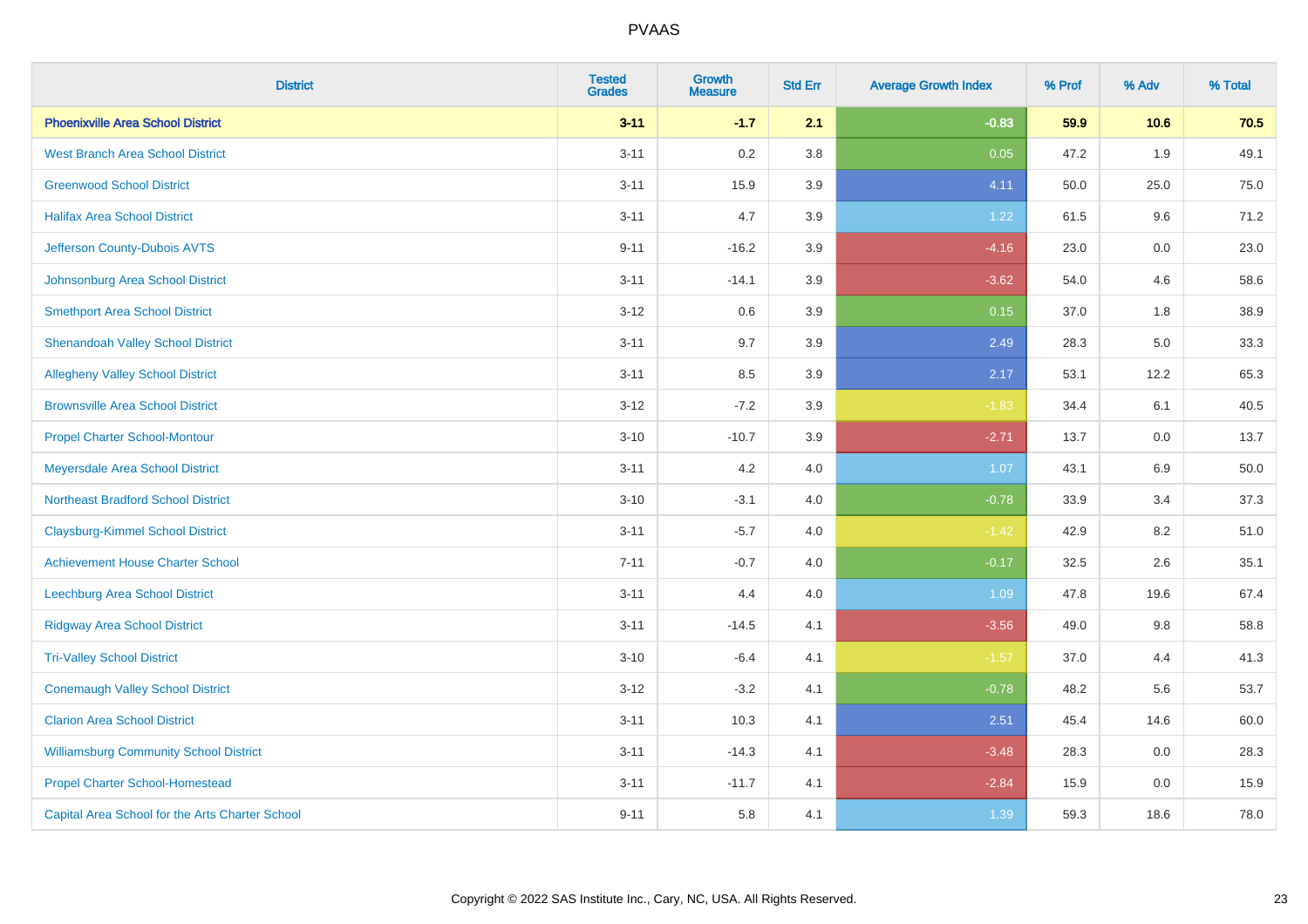PVAAS

| District | Tested Grades | Growth Measure | Std Err | Average Growth Index | % Prof | % Adv | % Total |
|---|---|---|---|---|---|---|---|
| **Phoenixville Area School District** | **3-11** | **-1.7** | **2.1** | **-0.83** | **59.9** | **10.6** | **70.5** |
| West Branch Area School District | 3-11 | 0.2 | 3.8 | 0.05 | 47.2 | 1.9 | 49.1 |
| Greenwood School District | 3-11 | 15.9 | 3.9 | 4.11 | 50.0 | 25.0 | 75.0 |
| Halifax Area School District | 3-11 | 4.7 | 3.9 | 1.22 | 61.5 | 9.6 | 71.2 |
| Jefferson County-Dubois AVTS | 9-11 | -16.2 | 3.9 | -4.16 | 23.0 | 0.0 | 23.0 |
| Johnsonburg Area School District | 3-11 | -14.1 | 3.9 | -3.62 | 54.0 | 4.6 | 58.6 |
| Smethport Area School District | 3-12 | 0.6 | 3.9 | 0.15 | 37.0 | 1.8 | 38.9 |
| Shenandoah Valley School District | 3-11 | 9.7 | 3.9 | 2.49 | 28.3 | 5.0 | 33.3 |
| Allegheny Valley School District | 3-11 | 8.5 | 3.9 | 2.17 | 53.1 | 12.2 | 65.3 |
| Brownsville Area School District | 3-12 | -7.2 | 3.9 | -1.83 | 34.4 | 6.1 | 40.5 |
| Propel Charter School-Montour | 3-10 | -10.7 | 3.9 | -2.71 | 13.7 | 0.0 | 13.7 |
| Meyersdale Area School District | 3-11 | 4.2 | 4.0 | 1.07 | 43.1 | 6.9 | 50.0 |
| Northeast Bradford School District | 3-10 | -3.1 | 4.0 | -0.78 | 33.9 | 3.4 | 37.3 |
| Claysburg-Kimmel School District | 3-11 | -5.7 | 4.0 | -1.42 | 42.9 | 8.2 | 51.0 |
| Achievement House Charter School | 7-11 | -0.7 | 4.0 | -0.17 | 32.5 | 2.6 | 35.1 |
| Leechburg Area School District | 3-11 | 4.4 | 4.0 | 1.09 | 47.8 | 19.6 | 67.4 |
| Ridgway Area School District | 3-11 | -14.5 | 4.1 | -3.56 | 49.0 | 9.8 | 58.8 |
| Tri-Valley School District | 3-10 | -6.4 | 4.1 | -1.57 | 37.0 | 4.4 | 41.3 |
| Conemaugh Valley School District | 3-12 | -3.2 | 4.1 | -0.78 | 48.2 | 5.6 | 53.7 |
| Clarion Area School District | 3-11 | 10.3 | 4.1 | 2.51 | 45.4 | 14.6 | 60.0 |
| Williamsburg Community School District | 3-11 | -14.3 | 4.1 | -3.48 | 28.3 | 0.0 | 28.3 |
| Propel Charter School-Homestead | 3-11 | -11.7 | 4.1 | -2.84 | 15.9 | 0.0 | 15.9 |
| Capital Area School for the Arts Charter School | 9-11 | 5.8 | 4.1 | 1.39 | 59.3 | 18.6 | 78.0 |

Copyright © 2022 SAS Institute Inc., Cary, NC, USA. All Rights Reserved.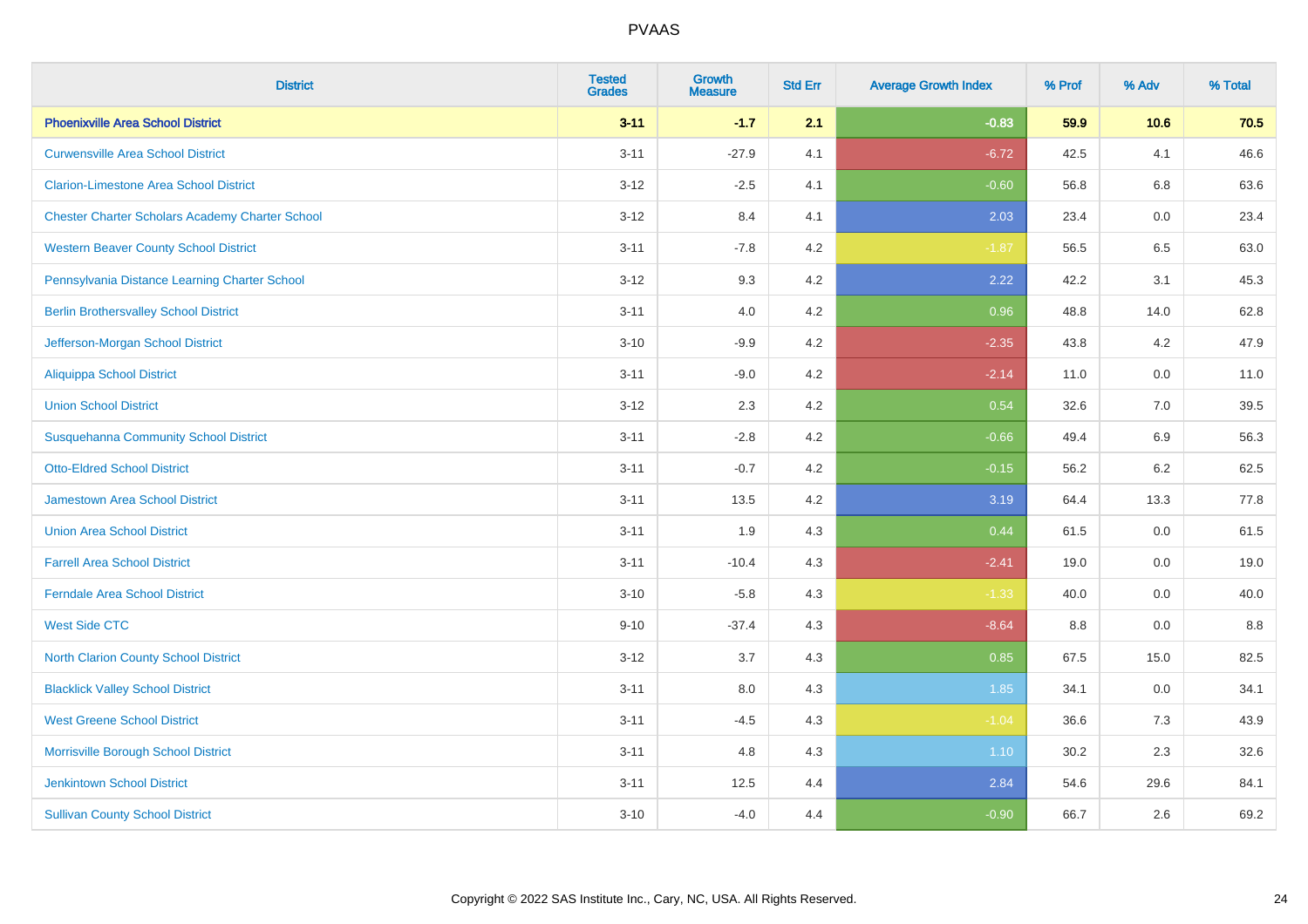# PVAAS

| District | Tested Grades | Growth Measure | Std Err | Average Growth Index | % Prof | % Adv | % Total |
|---|---|---|---|---|---|---|---|
| **Phoenixville Area School District** | **3-11** | **-1.7** | **2.1** | **-0.83** | **59.9** | **10.6** | **70.5** |
| Curwensville Area School District | 3-11 | -27.9 | 4.1 | -6.72 | 42.5 | 4.1 | 46.6 |
| Clarion-Limestone Area School District | 3-12 | -2.5 | 4.1 | -0.60 | 56.8 | 6.8 | 63.6 |
| Chester Charter Scholars Academy Charter School | 3-12 | 8.4 | 4.1 | 2.03 | 23.4 | 0.0 | 23.4 |
| Western Beaver County School District | 3-11 | -7.8 | 4.2 | -1.87 | 56.5 | 6.5 | 63.0 |
| Pennsylvania Distance Learning Charter School | 3-12 | 9.3 | 4.2 | 2.22 | 42.2 | 3.1 | 45.3 |
| Berlin Brothersvalley School District | 3-11 | 4.0 | 4.2 | 0.96 | 48.8 | 14.0 | 62.8 |
| Jefferson-Morgan School District | 3-10 | -9.9 | 4.2 | -2.35 | 43.8 | 4.2 | 47.9 |
| Aliquippa School District | 3-11 | -9.0 | 4.2 | -2.14 | 11.0 | 0.0 | 11.0 |
| Union School District | 3-12 | 2.3 | 4.2 | 0.54 | 32.6 | 7.0 | 39.5 |
| Susquehanna Community School District | 3-11 | -2.8 | 4.2 | -0.66 | 49.4 | 6.9 | 56.3 |
| Otto-Eldred School District | 3-11 | -0.7 | 4.2 | -0.15 | 56.2 | 6.2 | 62.5 |
| Jamestown Area School District | 3-11 | 13.5 | 4.2 | 3.19 | 64.4 | 13.3 | 77.8 |
| Union Area School District | 3-11 | 1.9 | 4.3 | 0.44 | 61.5 | 0.0 | 61.5 |
| Farrell Area School District | 3-11 | -10.4 | 4.3 | -2.41 | 19.0 | 0.0 | 19.0 |
| Ferndale Area School District | 3-10 | -5.8 | 4.3 | -1.33 | 40.0 | 0.0 | 40.0 |
| West Side CTC | 9-10 | -37.4 | 4.3 | -8.64 | 8.8 | 0.0 | 8.8 |
| North Clarion County School District | 3-12 | 3.7 | 4.3 | 0.85 | 67.5 | 15.0 | 82.5 |
| Blacklick Valley School District | 3-11 | 8.0 | 4.3 | 1.85 | 34.1 | 0.0 | 34.1 |
| West Greene School District | 3-11 | -4.5 | 4.3 | -1.04 | 36.6 | 7.3 | 43.9 |
| Morrisville Borough School District | 3-11 | 4.8 | 4.3 | 1.10 | 30.2 | 2.3 | 32.6 |
| Jenkintown School District | 3-11 | 12.5 | 4.4 | 2.84 | 54.6 | 29.6 | 84.1 |
| Sullivan County School District | 3-10 | -4.0 | 4.4 | -0.90 | 66.7 | 2.6 | 69.2 |

Copyright © 2022 SAS Institute Inc., Cary, NC, USA. All Rights Reserved.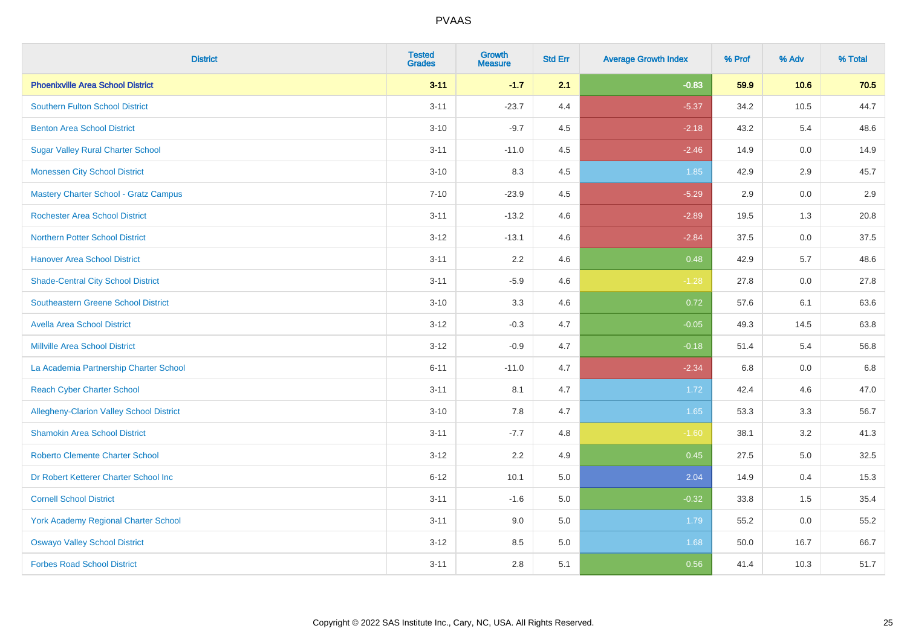| District | Tested Grades | Growth Measure | Std Err | Average Growth Index | % Prof | % Adv | % Total |
|---|---|---|---|---|---|---|---|
| **Phoenixville Area School District** | **3-11** | **-1.7** | **2.1** | **-0.83** | **59.9** | **10.6** | **70.5** |
| Southern Fulton School District | 3-11 | -23.7 | 4.4 | -5.37 | 34.2 | 10.5 | 44.7 |
| Benton Area School District | 3-10 | -9.7 | 4.5 | -2.18 | 43.2 | 5.4 | 48.6 |
| Sugar Valley Rural Charter School | 3-11 | -11.0 | 4.5 | -2.46 | 14.9 | 0.0 | 14.9 |
| Monessen City School District | 3-10 | 8.3 | 4.5 | 1.85 | 42.9 | 2.9 | 45.7 |
| Mastery Charter School - Gratz Campus | 7-10 | -23.9 | 4.5 | -5.29 | 2.9 | 0.0 | 2.9 |
| Rochester Area School District | 3-11 | -13.2 | 4.6 | -2.89 | 19.5 | 1.3 | 20.8 |
| Northern Potter School District | 3-12 | -13.1 | 4.6 | -2.84 | 37.5 | 0.0 | 37.5 |
| Hanover Area School District | 3-11 | 2.2 | 4.6 | 0.48 | 42.9 | 5.7 | 48.6 |
| Shade-Central City School District | 3-11 | -5.9 | 4.6 | -1.28 | 27.8 | 0.0 | 27.8 |
| Southeastern Greene School District | 3-10 | 3.3 | 4.6 | 0.72 | 57.6 | 6.1 | 63.6 |
| Avella Area School District | 3-12 | -0.3 | 4.7 | -0.05 | 49.3 | 14.5 | 63.8 |
| Millville Area School District | 3-12 | -0.9 | 4.7 | -0.18 | 51.4 | 5.4 | 56.8 |
| La Academia Partnership Charter School | 6-11 | -11.0 | 4.7 | -2.34 | 6.8 | 0.0 | 6.8 |
| Reach Cyber Charter School | 3-11 | 8.1 | 4.7 | 1.72 | 42.4 | 4.6 | 47.0 |
| Allegheny-Clarion Valley School District | 3-10 | 7.8 | 4.7 | 1.65 | 53.3 | 3.3 | 56.7 |
| Shamokin Area School District | 3-11 | -7.7 | 4.8 | -1.60 | 38.1 | 3.2 | 41.3 |
| Roberto Clemente Charter School | 3-12 | 2.2 | 4.9 | 0.45 | 27.5 | 5.0 | 32.5 |
| Dr Robert Ketterer Charter School Inc | 6-12 | 10.1 | 5.0 | 2.04 | 14.9 | 0.4 | 15.3 |
| Cornell School District | 3-11 | -1.6 | 5.0 | -0.32 | 33.8 | 1.5 | 35.4 |
| York Academy Regional Charter School | 3-11 | 9.0 | 5.0 | 1.79 | 55.2 | 0.0 | 55.2 |
| Oswayo Valley School District | 3-12 | 8.5 | 5.0 | 1.68 | 50.0 | 16.7 | 66.7 |
| Forbes Road School District | 3-11 | 2.8 | 5.1 | 0.56 | 41.4 | 10.3 | 51.7 |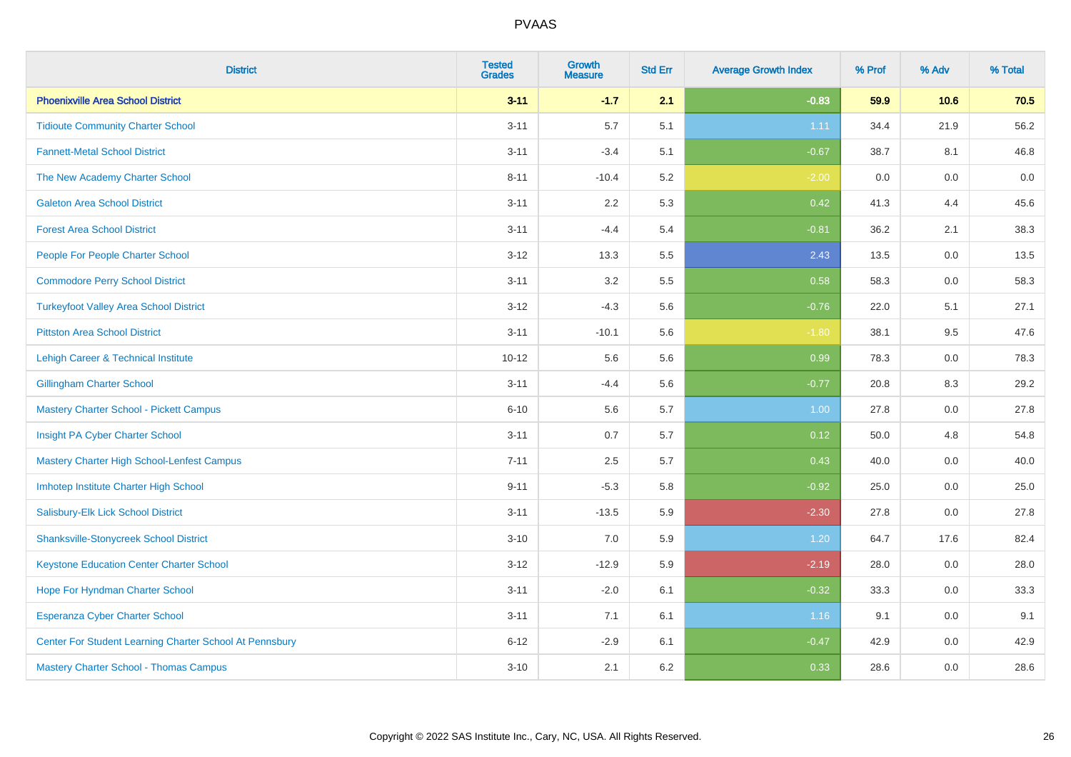| District | Tested Grades | Growth Measure | Std Err | Average Growth Index | % Prof | % Adv | % Total |
|---|---|---|---|---|---|---|---|
| **Phoenixville Area School District** | **3-11** | **-1.7** | **2.1** | **-0.83** | **59.9** | **10.6** | **70.5** |
| Tidioute Community Charter School | 3-11 | 5.7 | 5.1 | 1.11 | 34.4 | 21.9 | 56.2 |
| Fannett-Metal School District | 3-11 | -3.4 | 5.1 | -0.67 | 38.7 | 8.1 | 46.8 |
| The New Academy Charter School | 8-11 | -10.4 | 5.2 | -2.00 | 0.0 | 0.0 | 0.0 |
| Galeton Area School District | 3-11 | 2.2 | 5.3 | 0.42 | 41.3 | 4.4 | 45.6 |
| Forest Area School District | 3-11 | -4.4 | 5.4 | -0.81 | 36.2 | 2.1 | 38.3 |
| People For People Charter School | 3-12 | 13.3 | 5.5 | 2.43 | 13.5 | 0.0 | 13.5 |
| Commodore Perry School District | 3-11 | 3.2 | 5.5 | 0.58 | 58.3 | 0.0 | 58.3 |
| Turkeyfoot Valley Area School District | 3-12 | -4.3 | 5.6 | -0.76 | 22.0 | 5.1 | 27.1 |
| Pittston Area School District | 3-11 | -10.1 | 5.6 | -1.80 | 38.1 | 9.5 | 47.6 |
| Lehigh Career & Technical Institute | 10-12 | 5.6 | 5.6 | 0.99 | 78.3 | 0.0 | 78.3 |
| Gillingham Charter School | 3-11 | -4.4 | 5.6 | -0.77 | 20.8 | 8.3 | 29.2 |
| Mastery Charter School - Pickett Campus | 6-10 | 5.6 | 5.7 | 1.00 | 27.8 | 0.0 | 27.8 |
| Insight PA Cyber Charter School | 3-11 | 0.7 | 5.7 | 0.12 | 50.0 | 4.8 | 54.8 |
| Mastery Charter High School-Lenfest Campus | 7-11 | 2.5 | 5.7 | 0.43 | 40.0 | 0.0 | 40.0 |
| Imhotep Institute Charter High School | 9-11 | -5.3 | 5.8 | -0.92 | 25.0 | 0.0 | 25.0 |
| Salisbury-Elk Lick School District | 3-11 | -13.5 | 5.9 | -2.30 | 27.8 | 0.0 | 27.8 |
| Shanksville-Stonycreek School District | 3-10 | 7.0 | 5.9 | 1.20 | 64.7 | 17.6 | 82.4 |
| Keystone Education Center Charter School | 3-12 | -12.9 | 5.9 | -2.19 | 28.0 | 0.0 | 28.0 |
| Hope For Hyndman Charter School | 3-11 | -2.0 | 6.1 | -0.32 | 33.3 | 0.0 | 33.3 |
| Esperanza Cyber Charter School | 3-11 | 7.1 | 6.1 | 1.16 | 9.1 | 0.0 | 9.1 |
| Center For Student Learning Charter School At Pennsbury | 6-12 | -2.9 | 6.1 | -0.47 | 42.9 | 0.0 | 42.9 |
| Mastery Charter School - Thomas Campus | 3-10 | 2.1 | 6.2 | 0.33 | 28.6 | 0.0 | 28.6 |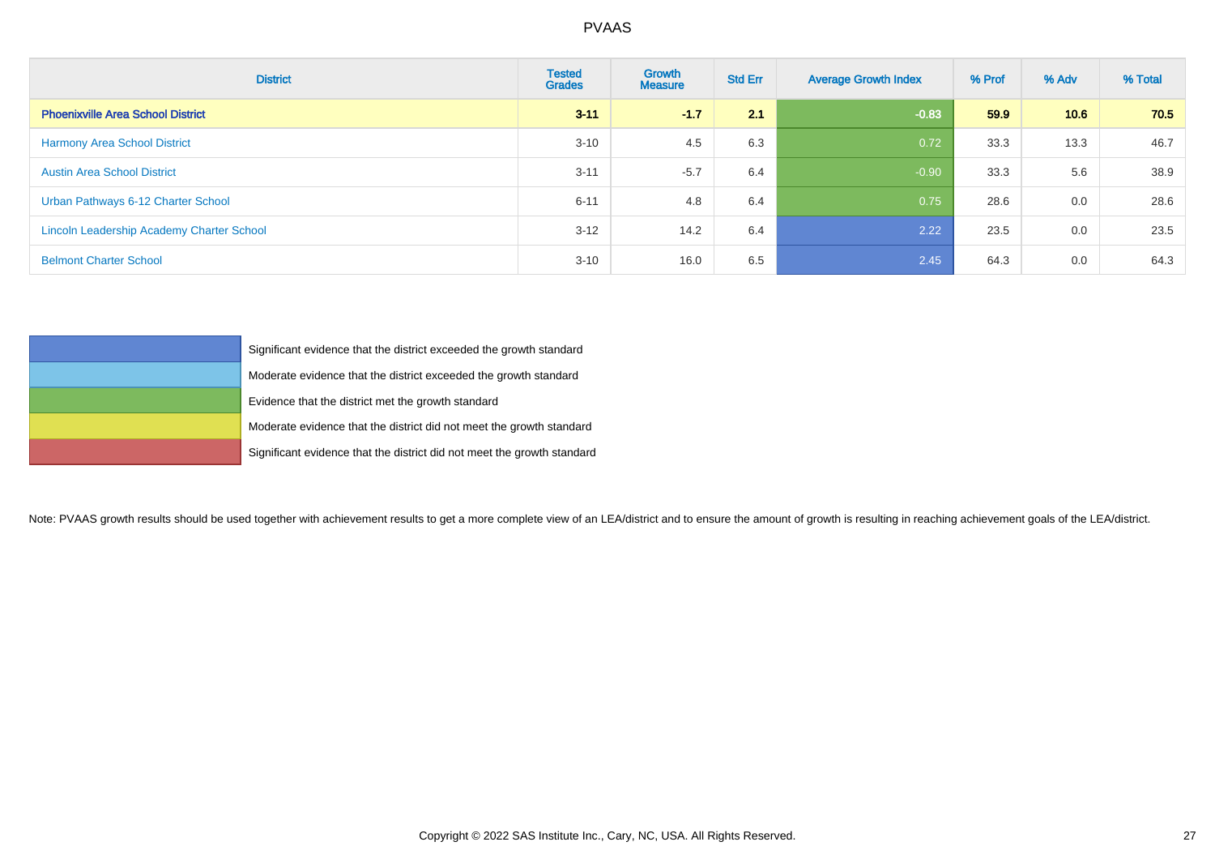# PVAAS

| District | Tested Grades | Growth Measure | Std Err | Average Growth Index | % Prof | % Adv | % Total |
|---|---|---|---|---|---|---|---|
| **Phoenixville Area School District** | **3-11** | **-1.7** | **2.1** | **-0.83** | **59.9** | **10.6** | **70.5** |
| Harmony Area School District | 3-10 | 4.5 | 6.3 | 0.72 | 33.3 | 13.3 | 46.7 |
| Austin Area School District | 3-11 | -5.7 | 6.4 | -0.90 | 33.3 | 5.6 | 38.9 |
| Urban Pathways 6-12 Charter School | 6-11 | 4.8 | 6.4 | 0.75 | 28.6 | 0.0 | 28.6 |
| Lincoln Leadership Academy Charter School | 3-12 | 14.2 | 6.4 | 2.22 | 23.5 | 0.0 | 23.5 |
| Belmont Charter School | 3-10 | 16.0 | 6.5 | 2.45 | 64.3 | 0.0 | 64.3 |

Significant evidence that the district exceeded the growth standard

Moderate evidence that the district exceeded the growth standard

Evidence that the district met the growth standard

Moderate evidence that the district did not meet the growth standard

Significant evidence that the district did not meet the growth standard

Note: PVAAS growth results should be used together with achievement results to get a more complete view of an LEA/district and to ensure the amount of growth is resulting in reaching achievement goals of the LEA/district.

Copyright © 2022 SAS Institute Inc., Cary, NC, USA. All Rights Reserved.